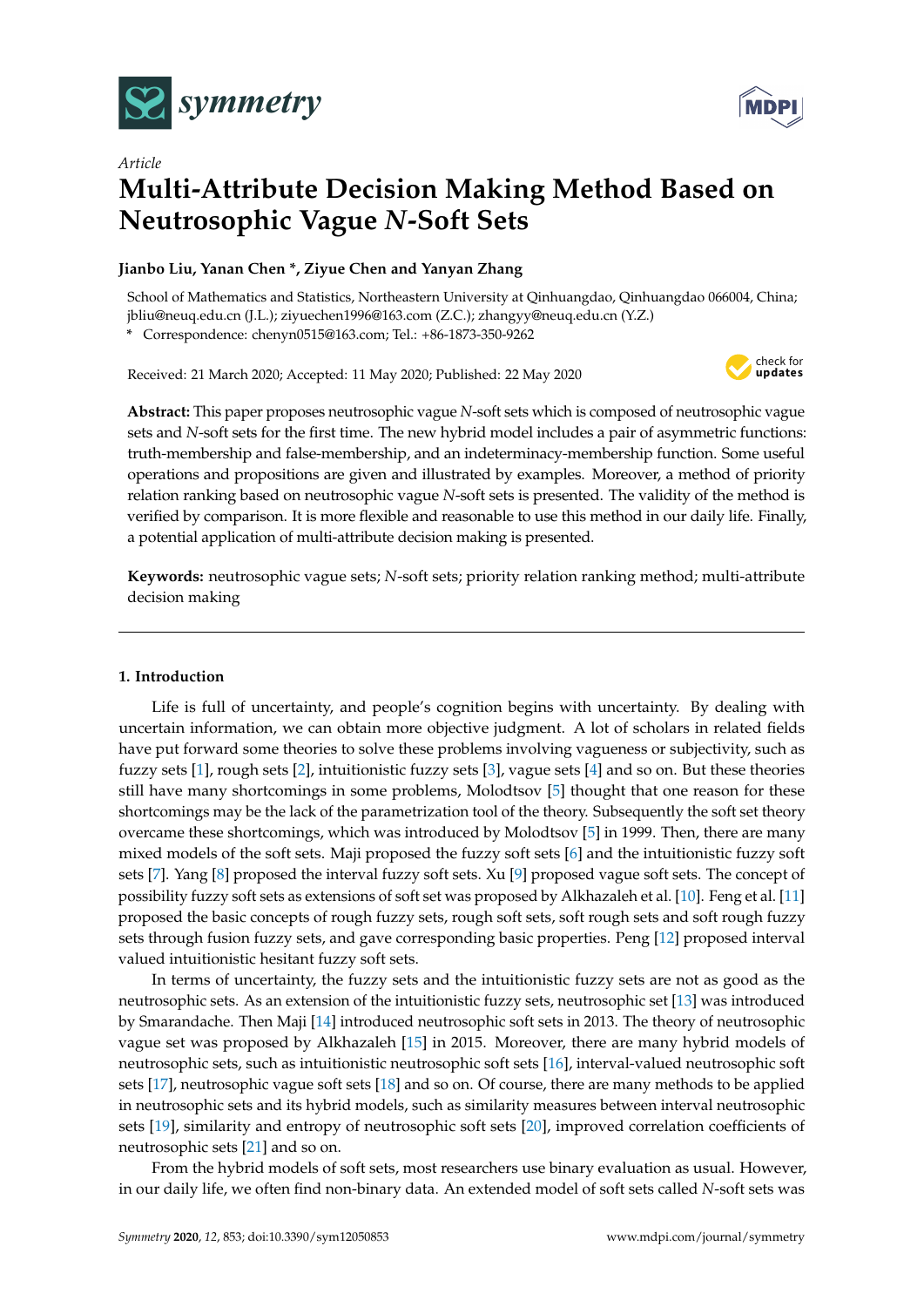Article

# Multi-Attribute Decision Making Method Based on Neutrosophic Vague *N*-Soft Sets

**Jianbo Liu, Yanan Chen \*, Ziyue Chen and Yanyan Zhang**

School of Mathematics and Statistics, Northeastern University at Qinhuangdao, Qinhuangdao 066004, China; jbliu@neuq.edu.cn (J.L.); ziyuechen1996@163.com (Z.C.); zhangyy@neuq.edu.cn (Y.Z.)

\* Correspondence: chenyn0515@163.com; Tel.: +86-1873-350-9262

Received: 21 March 2020; Accepted: 11 May 2020; Published: 22 May 2020

**Abstract:** This paper proposes neutrosophic vague *N*-soft sets which is composed of neutrosophic vague sets and *N*-soft sets for the first time. The new hybrid model includes a pair of asymmetric functions: truth-membership and false-membership, and an indeterminacy-membership function. Some useful operations and propositions are given and illustrated by examples. Moreover, a method of priority relation ranking based on neutrosophic vague *N*-soft sets is presented. The validity of the method is verified by comparison. It is more flexible and reasonable to use this method in our daily life. Finally, a potential application of multi-attribute decision making is presented.

**Keywords:** neutrosophic vague sets; *N*-soft sets; priority relation ranking method; multi-attribute decision making

## 1. Introduction

Life is full of uncertainty, and people's cognition begins with uncertainty. By dealing with uncertain information, we can obtain more objective judgment. A lot of scholars in related fields have put forward some theories to solve these problems involving vagueness or subjectivity, such as fuzzy sets [1], rough sets [2], intuitionistic fuzzy sets [3], vague sets [4] and so on. But these theories still have many shortcomings in some problems, Molodtsov [5] thought that one reason for these shortcomings may be the lack of the parametrization tool of the theory. Subsequently the soft set theory overcame these shortcomings, which was introduced by Molodtsov [5] in 1999. Then, there are many mixed models of the soft sets. Maji proposed the fuzzy soft sets [6] and the intuitionistic fuzzy soft sets [7]. Yang [8] proposed the interval fuzzy soft sets. Xu [9] proposed vague soft sets. The concept of possibility fuzzy soft sets as extensions of soft set was proposed by Alkhazaleh et al. [10]. Feng et al. [11] proposed the basic concepts of rough fuzzy sets, rough soft sets, soft rough sets and soft rough fuzzy sets through fusion fuzzy sets, and gave corresponding basic properties. Peng [12] proposed interval valued intuitionistic hesitant fuzzy soft sets.

In terms of uncertainty, the fuzzy sets and the intuitionistic fuzzy sets are not as good as the neutrosophic sets. As an extension of the intuitionistic fuzzy sets, neutrosophic set [13] was introduced by Smarandache. Then Maji [14] introduced neutrosophic soft sets in 2013. The theory of neutrosophic vague set was proposed by Alkhazaleh [15] in 2015. Moreover, there are many hybrid models of neutrosophic sets, such as intuitionistic neutrosophic soft sets [16], interval-valued neutrosophic soft sets [17], neutrosophic vague soft sets [18] and so on. Of course, there are many methods to be applied in neutrosophic sets and its hybrid models, such as similarity measures between interval neutrosophic sets [19], similarity and entropy of neutrosophic soft sets [20], improved correlation coefficients of neutrosophic sets [21] and so on.

From the hybrid models of soft sets, most researchers use binary evaluation as usual. However, in our daily life, we often find non-binary data. An extended model of soft sets called *N*-soft sets was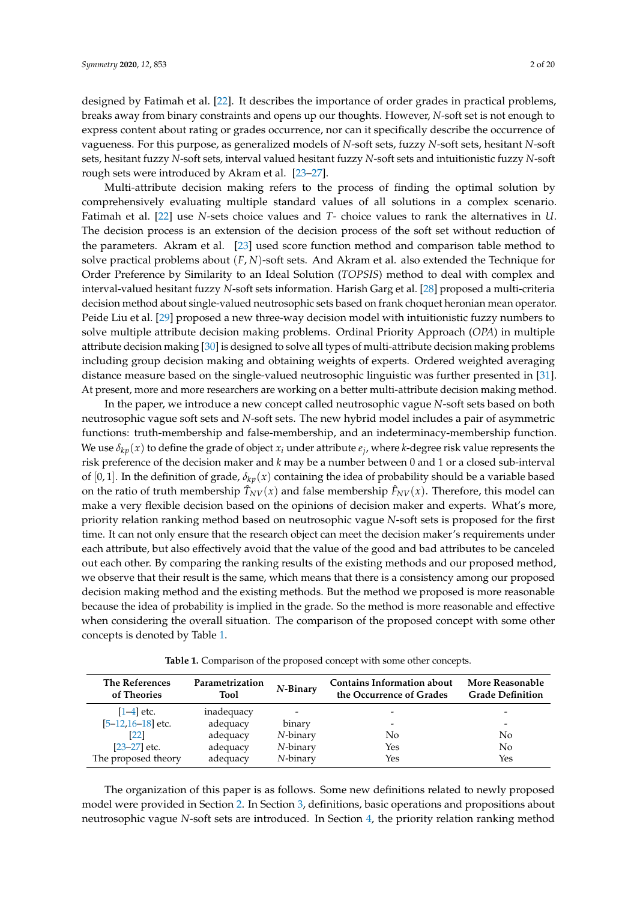designed by Fatimah et al. [22]. It describes the importance of order grades in practical problems, breaks away from binary constraints and opens up our thoughts. However, *N*-soft set is not enough to express content about rating or grades occurrence, nor can it specifically describe the occurrence of vagueness. For this purpose, as generalized models of *N*-soft sets, fuzzy *N*-soft sets, hesitant *N*-soft sets, hesitant fuzzy *N*-soft sets, interval valued hesitant fuzzy *N*-soft sets and intuitionistic fuzzy *N*-soft rough sets were introduced by Akram et al. [23–27].

Multi-attribute decision making refers to the process of finding the optimal solution by comprehensively evaluating multiple standard values of all solutions in a complex scenario. Fatimah et al. [22] use *N*-sets choice values and *T*- choice values to rank the alternatives in $U$. The decision process is an extension of the decision process of the soft set without reduction of the parameters. Akram et al. [23] used score function method and comparison table method to solve practical problems about $(F, N)$-soft sets. And Akram et al. also extended the Technique for Order Preference by Similarity to an Ideal Solution (*TOPSIS*) method to deal with complex and interval-valued hesitant fuzzy *N*-soft sets information. Harish Garg et al. [28] proposed a multi-criteria decision method about single-valued neutrosophic sets based on frank choquet heronian mean operator. Peide Liu et al. [29] proposed a new three-way decision model with intuitionistic fuzzy numbers to solve multiple attribute decision making problems. Ordinal Priority Approach (*OPA*) in multiple attribute decision making [30] is designed to solve all types of multi-attribute decision making problems including group decision making and obtaining weights of experts. Ordered weighted averaging distance measure based on the single-valued neutrosophic linguistic was further presented in [31]. At present, more and more researchers are working on a better multi-attribute decision making method.

In the paper, we introduce a new concept called neutrosophic vague *N*-soft sets based on both neutrosophic vague soft sets and *N*-soft sets. The new hybrid model includes a pair of asymmetric functions: truth-membership and false-membership, and an indeterminacy-membership function. We use $\delta_{kp}(x)$ to define the grade of object $x_i$ under attribute $e_j$, where *k*-degree risk value represents the risk preference of the decision maker and $k$ may be a number between 0 and 1 or a closed sub-interval of $[0, 1]$. In the definition of grade, $\delta_{kp}(x)$ containing the idea of probability should be a variable based on the ratio of truth membership $\hat{T}_{NV}(x)$ and false membership $\hat{F}_{NV}(x)$. Therefore, this model can make a very flexible decision based on the opinions of decision maker and experts. What's more, priority relation ranking method based on neutrosophic vague *N*-soft sets is proposed for the first time. It can not only ensure that the research object can meet the decision maker's requirements under each attribute, but also effectively avoid that the value of the good and bad attributes to be canceled out each other. By comparing the ranking results of the existing methods and our proposed method, we observe that their result is the same, which means that there is a consistency among our proposed decision making method and the existing methods. But the method we proposed is more reasonable because the idea of probability is implied in the grade. So the method is more reasonable and effective when considering the overall situation. The comparison of the proposed concept with some other concepts is denoted by Table 1.

**Table 1.** Comparison of the proposed concept with some other concepts.

| The References of Theories | Parametrization Tool | *N*-Binary | Contains Information about the Occurrence of Grades | More Reasonable Grade Definition |
|---|---|---|---|---|
| [1–4] etc. | inadequacy | - | - | - |
| [5–12,16–18] etc. | adequacy | binary | - | - |
| [22] | adequacy | *N*-binary | No | No |
| [23–27] etc. | adequacy | *N*-binary | Yes | No |
| The proposed theory | adequacy | *N*-binary | Yes | Yes |

The organization of this paper is as follows. Some new definitions related to newly proposed model were provided in Section 2. In Section 3, definitions, basic operations and propositions about neutrosophic vague *N*-soft sets are introduced. In Section 4, the priority relation ranking method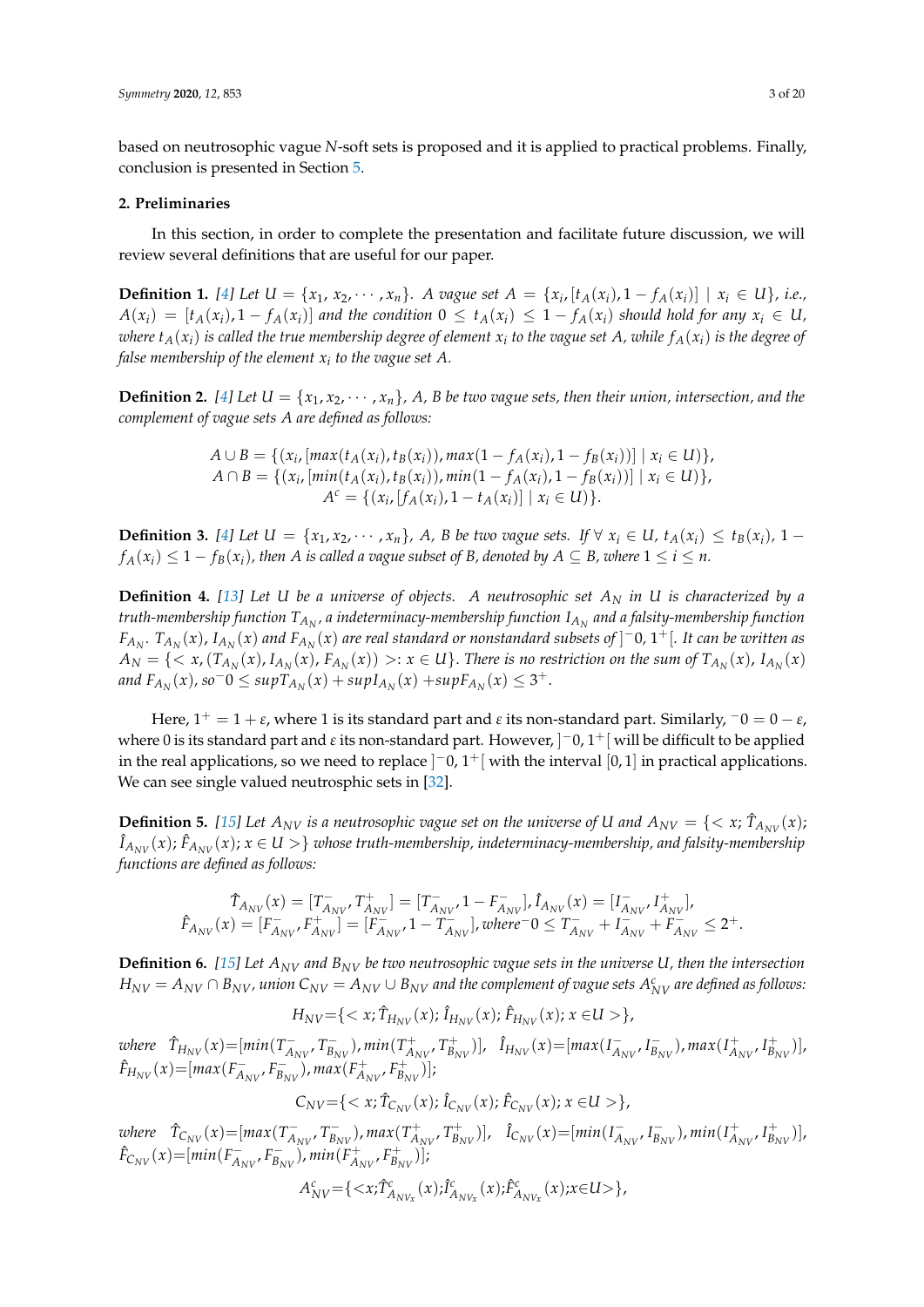based on neutrosophic vague *N*-soft sets is proposed and it is applied to practical problems. Finally, conclusion is presented in Section 5.

## 2. Preliminaries

In this section, in order to complete the presentation and facilitate future discussion, we will review several definitions that are useful for our paper.

**Definition 1.** *[4] Let $U = \{x_1, x_2, \cdots, x_n\}$. A vague set $A = \{x_i, [t_A(x_i), 1 - f_A(x_i)] \mid x_i \in U\}$, i.e., $A(x_i) = [t_A(x_i), 1 - f_A(x_i)]$ and the condition $0 \leq t_A(x_i) \leq 1 - f_A(x_i)$ should hold for any $x_i \in U$, where $t_A(x_i)$ is called the true membership degree of element $x_i$ to the vague set $A$, while $f_A(x_i)$ is the degree of false membership of the element $x_i$ to the vague set $A$.*

**Definition 2.** *[4] Let $U = \{x_1, x_2, \cdots, x_n\}$, $A$, $B$ be two vague sets, then their union, intersection, and the complement of vague sets $A$ are defined as follows:*

$$A \cup B = \{(x_i, [max(t_A(x_i), t_B(x_i)), max(1 - f_A(x_i), 1 - f_B(x_i))] \mid x_i \in U)\},$$
$$A \cap B = \{(x_i, [min(t_A(x_i), t_B(x_i)), min(1 - f_A(x_i), 1 - f_B(x_i))] \mid x_i \in U)\},$$
$$A^c = \{(x_i, [f_A(x_i), 1 - t_A(x_i)] \mid x_i \in U)\}.$$

**Definition 3.** *[4] Let $U = \{x_1, x_2, \cdots, x_n\}$, $A$, $B$ be two vague sets. If $\forall\, x_i \in U$, $t_A(x_i) \leq t_B(x_i)$, $1 - f_A(x_i) \leq 1 - f_B(x_i)$, then $A$ is called a vague subset of $B$, denoted by $A \subseteq B$, where $1 \leq i \leq n$.*

**Definition 4.** *[13] Let $U$ be a universe of objects. A neutrosophic set $A_N$ in $U$ is characterized by a truth-membership function $T_{A_N}$, a indeterminacy-membership function $I_{A_N}$ and a falsity-membership function $F_{A_N}$. $T_{A_N}(x)$, $I_{A_N}(x)$ and $F_{A_N}(x)$ are real standard or nonstandard subsets of $]^-0, 1^+[$. It can be written as $A_N = \{< x, (T_{A_N}(x), I_{A_N}(x), F_{A_N}(x)) >: x \in U\}$. There is no restriction on the sum of $T_{A_N}(x)$, $I_{A_N}(x)$ and $F_{A_N}(x)$, so $^-0 \leq supT_{A_N}(x) + supI_{A_N}(x) + supF_{A_N}(x) \leq 3^+$.*

Here, $1^+ = 1 + \varepsilon$, where 1 is its standard part and $\varepsilon$ its non-standard part. Similarly, $^-0 = 0 - \varepsilon$, where 0 is its standard part and $\varepsilon$ its non-standard part. However, $]^-0, 1^+[$ will be difficult to be applied in the real applications, so we need to replace $]^-0, 1^+[$ with the interval $[0, 1]$ in practical applications. We can see single valued neutrosphic sets in [32].

**Definition 5.** *[15] Let $A_{NV}$ is a neutrosophic vague set on the universe of $U$ and $A_{NV} = \{< x; \hat{T}_{A_{NV}}(x); \hat{I}_{A_{NV}}(x); \hat{F}_{A_{NV}}(x); x \in U >\}$ whose truth-membership, indeterminacy-membership, and falsity-membership functions are defined as follows:*

$$\hat{T}_{A_{NV}}(x) = [T^-_{A_{NV}}, T^+_{A_{NV}}] = [T^-_{A_{NV}}, 1 - F^-_{A_{NV}}], \hat{I}_{A_{NV}}(x) = [I^-_{A_{NV}}, I^+_{A_{NV}}],$$
$$\hat{F}_{A_{NV}}(x) = [F^-_{A_{NV}}, F^+_{A_{NV}}] = [F^-_{A_{NV}}, 1 - T^-_{A_{NV}}], where\ ^-0 \leq T^-_{A_{NV}} + I^-_{A_{NV}} + F^-_{A_{NV}} \leq 2^+.$$

**Definition 6.** *[15] Let $A_{NV}$ and $B_{NV}$ be two neutrosophic vague sets in the universe $U$, then the intersection $H_{NV} = A_{NV} \cap B_{NV}$, union $C_{NV} = A_{NV} \cup B_{NV}$ and the complement of vague sets $A^c_{NV}$ are defined as follows:*

$$H_{NV} = \{< x; \hat{T}_{H_{NV}}(x); \hat{I}_{H_{NV}}(x); \hat{F}_{H_{NV}}(x); x \in U >\},$$

*where* $\hat{T}_{H_{NV}}(x) = [min(T^-_{A_{NV}}, T^-_{B_{NV}}), min(T^+_{A_{NV}}, T^+_{B_{NV}})]$, $\hat{I}_{H_{NV}}(x) = [max(I^-_{A_{NV}}, I^-_{B_{NV}}), max(I^+_{A_{NV}}, I^+_{B_{NV}})]$, $\hat{F}_{H_{NV}}(x) = [max(F^-_{A_{NV}}, F^-_{B_{NV}}), max(F^+_{A_{NV}}, F^+_{B_{NV}})]$;

$$C_{NV} = \{< x; \hat{T}_{C_{NV}}(x); \hat{I}_{C_{NV}}(x); \hat{F}_{C_{NV}}(x); x \in U >\},$$

*where* $\hat{T}_{C_{NV}}(x) = [max(T^-_{A_{NV}}, T^-_{B_{NV}}), max(T^+_{A_{NV}}, T^+_{B_{NV}})]$, $\hat{I}_{C_{NV}}(x) = [min(I^-_{A_{NV}}, I^-_{B_{NV}}), min(I^+_{A_{NV}}, I^+_{B_{NV}})]$, $\hat{F}_{C_{NV}}(x) = [min(F^-_{A_{NV}}, F^-_{B_{NV}}), min(F^+_{A_{NV}}, F^+_{B_{NV}})]$;

$$A^c_{NV} = \{< x; \hat{T}^c_{A_{NV_x}}(x); \hat{I}^c_{A_{NV_x}}(x); \hat{F}^c_{A_{NV_x}}(x); x \in U >\},$$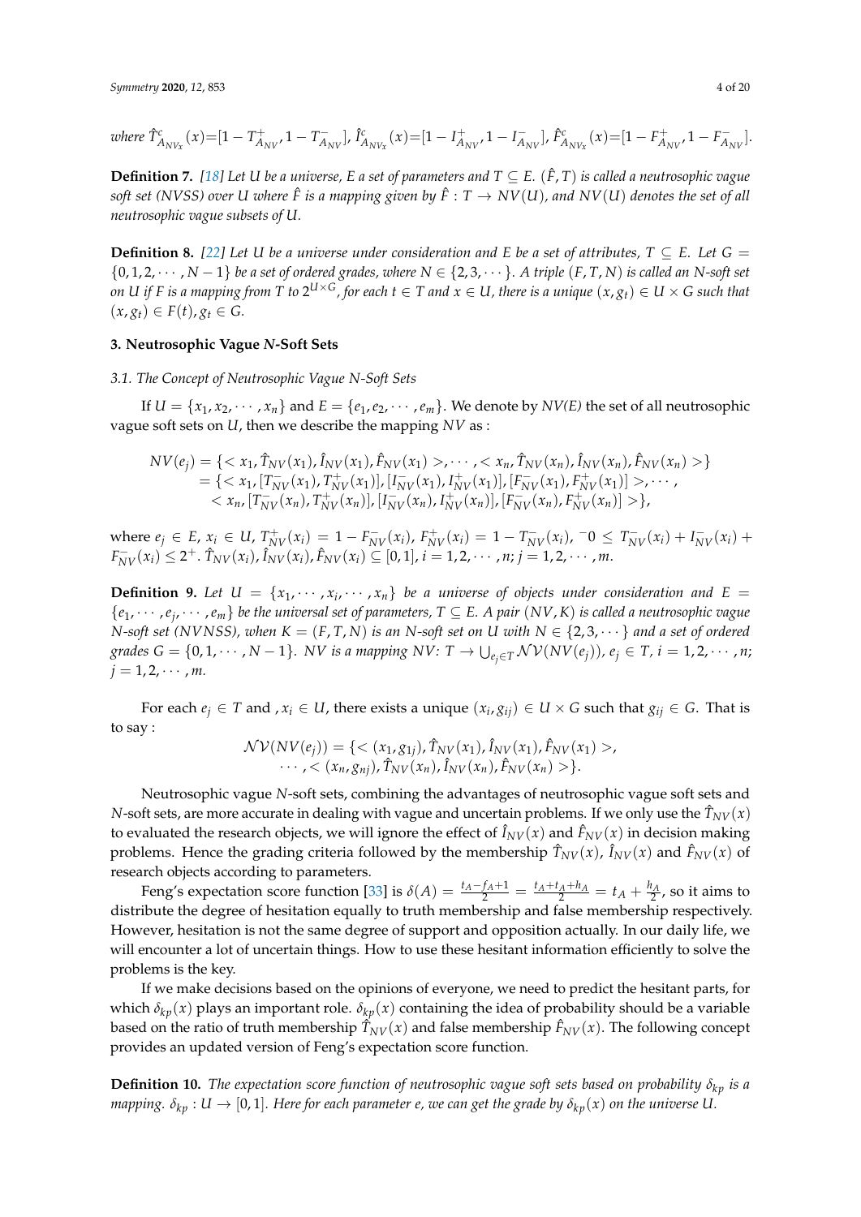where $\hat{T}^c_{A_{NV_x}}(x)=[1-T^+_{A_{NV}}, 1-T^-_{A_{NV}}]$, $\hat{I}^c_{A_{NV_x}}(x)=[1-I^+_{A_{NV}}, 1-I^-_{A_{NV}}]$, $\hat{F}^c_{A_{NV_x}}(x)=[1-F^+_{A_{NV}}, 1-F^-_{A_{NV}}]$.

**Definition 7.** *[18] Let $U$ be a universe, $E$ a set of parameters and $T \subseteq E$. $(\hat{F}, T)$ is called a neutrosophic vague soft set (NVSS) over $U$ where $\hat{F}$ is a mapping given by $\hat{F}: T \to NV(U)$, and $NV(U)$ denotes the set of all neutrosophic vague subsets of $U$.*

**Definition 8.** *[22] Let $U$ be a universe under consideration and $E$ be a set of attributes, $T \subseteq E$. Let $G = \{0, 1, 2, \cdots, N-1\}$ be a set of ordered grades, where $N \in \{2, 3, \cdots\}$. A triple $(F, T, N)$ is called an N-soft set on $U$ if $F$ is a mapping from $T$ to $2^{U \times G}$, for each $t \in T$ and $x \in U$, there is a unique $(x, g_t) \in U \times G$ such that $(x, g_t) \in F(t), g_t \in G$.*

## 3. Neutrosophic Vague *N*-Soft Sets

### 3.1. The Concept of Neutrosophic Vague N-Soft Sets

If $U = \{x_1, x_2, \cdots, x_n\}$ and $E = \{e_1, e_2, \cdots, e_m\}$. We denote by *NV(E)* the set of all neutrosophic vague soft sets on $U$, then we describe the mapping $NV$ as :

$$
\begin{aligned}
NV(e_j) &= \{< x_1, \hat{T}_{NV}(x_1), \hat{I}_{NV}(x_1), \hat{F}_{NV}(x_1) >, \cdots, < x_n, \hat{T}_{NV}(x_n), \hat{I}_{NV}(x_n), \hat{F}_{NV}(x_n) >\} \\
&= \{< x_1, [T^-_{NV}(x_1), T^+_{NV}(x_1)], [I^-_{NV}(x_1), I^+_{NV}(x_1)], [F^-_{NV}(x_1), F^+_{NV}(x_1)] >, \cdots, \\
&\quad < x_n, [T^-_{NV}(x_n), T^+_{NV}(x_n)], [I^-_{NV}(x_n), I^+_{NV}(x_n)], [F^-_{NV}(x_n), F^+_{NV}(x_n)] >\},
\end{aligned}
$$

where $e_j \in E$, $x_i \in U$, $T^+_{NV}(x_i) = 1 - F^-_{NV}(x_i)$, $F^+_{NV}(x_i) = 1 - T^-_{NV}(x_i)$, ${}^-0 \leq T^-_{NV}(x_i) + I^-_{NV}(x_i) + F^-_{NV}(x_i) \leq 2^+$. $\hat{T}_{NV}(x_i), \hat{I}_{NV}(x_i), \hat{F}_{NV}(x_i) \subseteq [0, 1]$, $i = 1, 2, \cdots, n$; $j = 1, 2, \cdots, m$.

**Definition 9.** *Let $U = \{x_1, \cdots, x_i, \cdots, x_n\}$ be a universe of objects under consideration and $E = \{e_1, \cdots, e_j, \cdots, e_m\}$ be the universal set of parameters, $T \subseteq E$. A pair $(NV, K)$ is called a neutrosophic vague N-soft set (NVNSS), when $K = (F, T, N)$ is an N-soft set on $U$ with $N \in \{2, 3, \cdots\}$ and a set of ordered grades $G = \{0, 1, \cdots, N-1\}$. $NV$ is a mapping $NV$: $T \to \bigcup_{e_j \in T} \mathcal{NV}(NV(e_j))$, $e_j \in T$, $i = 1, 2, \cdots, n$; $j = 1, 2, \cdots, m$.*

For each $e_j \in T$ and , $x_i \in U$, there exists a unique $(x_i, g_{ij}) \in U \times G$ such that $g_{ij} \in G$. That is to say :

$$
\begin{aligned}
\mathcal{NV}(NV(e_j)) = \{&< (x_1, g_{1j}), \hat{T}_{NV}(x_1), \hat{I}_{NV}(x_1), \hat{F}_{NV}(x_1) >, \\
&\cdots, < (x_n, g_{nj}), \hat{T}_{NV}(x_n), \hat{I}_{NV}(x_n), \hat{F}_{NV}(x_n) >\}.
\end{aligned}
$$

Neutrosophic vague $N$-soft sets, combining the advantages of neutrosophic vague soft sets and $N$-soft sets, are more accurate in dealing with vague and uncertain problems. If we only use the $\hat{T}_{NV}(x)$ to evaluated the research objects, we will ignore the effect of $\hat{I}_{NV}(x)$ and $\hat{F}_{NV}(x)$ in decision making problems. Hence the grading criteria followed by the membership $\hat{T}_{NV}(x)$, $\hat{I}_{NV}(x)$ and $\hat{F}_{NV}(x)$ of research objects according to parameters.

Feng's expectation score function [33] is $\delta(A) = \frac{t_A - f_A + 1}{2} = \frac{t_A + t_A + h_A}{2} = t_A + \frac{h_A}{2}$, so it aims to distribute the degree of hesitation equally to truth membership and false membership respectively. However, hesitation is not the same degree of support and opposition actually. In our daily life, we will encounter a lot of uncertain things. How to use these hesitant information efficiently to solve the problems is the key.

If we make decisions based on the opinions of everyone, we need to predict the hesitant parts, for which $\delta_{kp}(x)$ plays an important role. $\delta_{kp}(x)$ containing the idea of probability should be a variable based on the ratio of truth membership $\hat{T}_{NV}(x)$ and false membership $\hat{F}_{NV}(x)$. The following concept provides an updated version of Feng's expectation score function.

**Definition 10.** *The expectation score function of neutrosophic vague soft sets based on probability $\delta_{kp}$ is a mapping. $\delta_{kp}: U \to [0, 1]$. Here for each parameter e, we can get the grade by $\delta_{kp}(x)$ on the universe $U$.*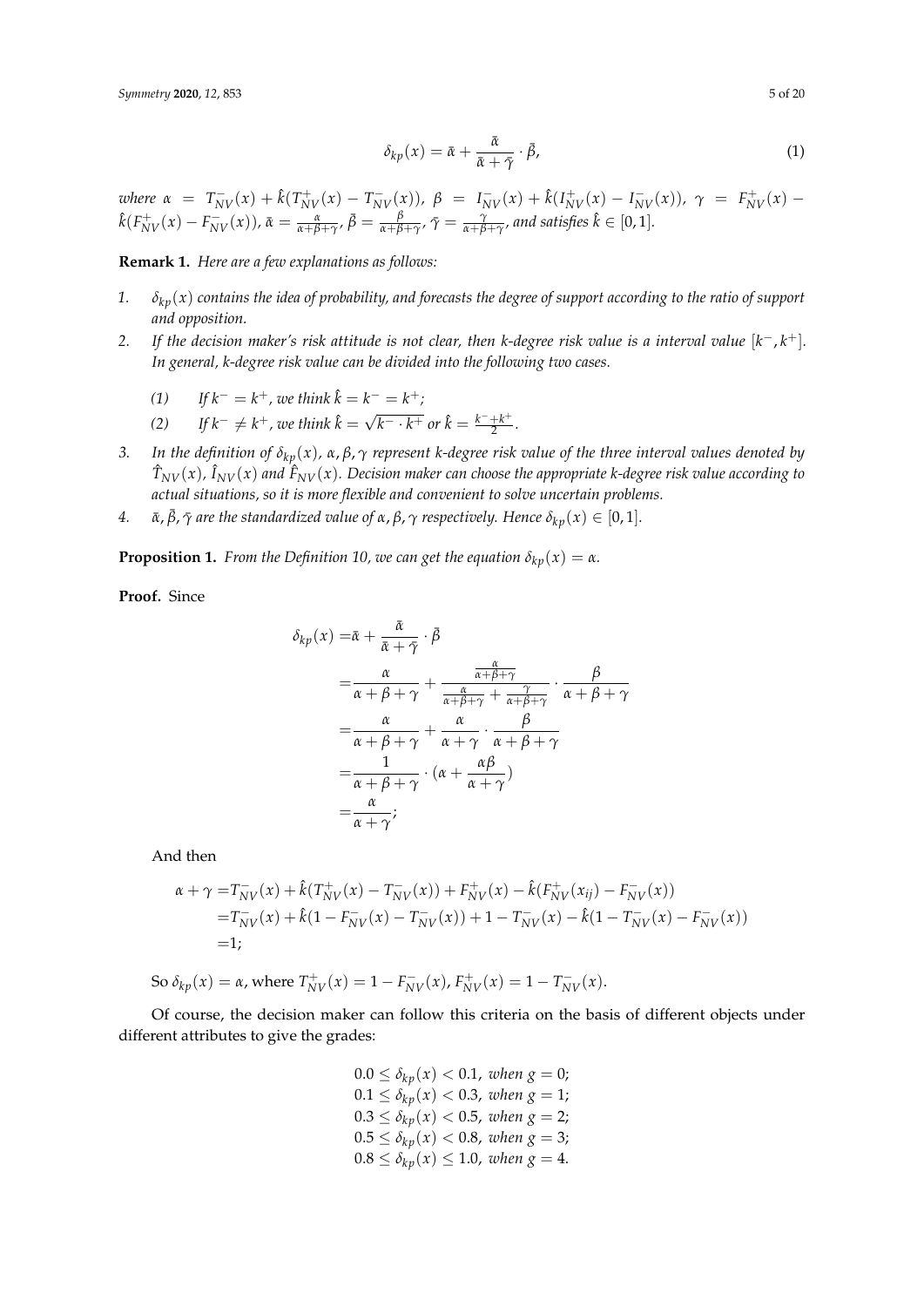$$\delta_{kp}(x) = \bar{\alpha} + \frac{\bar{\alpha}}{\bar{\alpha} + \bar{\gamma}} \cdot \bar{\beta}, \tag{1}$$

*where* $\alpha = T^-_{NV}(x) + \hat{k}(T^+_{NV}(x) - T^-_{NV}(x))$, $\beta = I^-_{NV}(x) + \hat{k}(I^+_{NV}(x) - I^-_{NV}(x))$, $\gamma = F^+_{NV}(x) - \hat{k}(F^+_{NV}(x) - F^-_{NV}(x))$, $\bar{\alpha} = \frac{\alpha}{\alpha+\beta+\gamma}$, $\bar{\beta} = \frac{\beta}{\alpha+\beta+\gamma}$, $\bar{\gamma} = \frac{\gamma}{\alpha+\beta+\gamma}$, *and satisfies* $\hat{k} \in [0,1]$.

**Remark 1.** *Here are a few explanations as follows:*

1. $\delta_{kp}(x)$ *contains the idea of probability, and forecasts the degree of support according to the ratio of support and opposition.*
2. *If the decision maker's risk attitude is not clear, then k-degree risk value is a interval value* $[k^-, k^+]$. *In general, k-degree risk value can be divided into the following two cases.*
   (1) *If* $k^- = k^+$, *we think* $\hat{k} = k^- = k^+$;
   (2) *If* $k^- \neq k^+$, *we think* $\hat{k} = \sqrt{k^- \cdot k^+}$ *or* $\hat{k} = \frac{k^- + k^+}{2}$.
3. *In the definition of* $\delta_{kp}(x)$, $\alpha, \beta, \gamma$ *represent k-degree risk value of the three interval values denoted by* $\hat{T}_{NV}(x)$, $\hat{I}_{NV}(x)$ *and* $\hat{F}_{NV}(x)$. *Decision maker can choose the appropriate k-degree risk value according to actual situations, so it is more flexible and convenient to solve uncertain problems.*
4. $\bar{\alpha}, \bar{\beta}, \bar{\gamma}$ *are the standardized value of* $\alpha, \beta, \gamma$ *respectively. Hence* $\delta_{kp}(x) \in [0,1]$.

**Proposition 1.** *From the Definition 10, we can get the equation* $\delta_{kp}(x) = \alpha$.

**Proof.** Since

$$\begin{aligned}
\delta_{kp}(x) =& \bar{\alpha} + \frac{\bar{\alpha}}{\bar{\alpha} + \bar{\gamma}} \cdot \bar{\beta} \\
=& \frac{\alpha}{\alpha+\beta+\gamma} + \frac{\frac{\alpha}{\alpha+\beta+\gamma}}{\frac{\alpha}{\alpha+\beta+\gamma} + \frac{\gamma}{\alpha+\beta+\gamma}} \cdot \frac{\beta}{\alpha+\beta+\gamma} \\
=& \frac{\alpha}{\alpha+\beta+\gamma} + \frac{\alpha}{\alpha+\gamma} \cdot \frac{\beta}{\alpha+\beta+\gamma} \\
=& \frac{1}{\alpha+\beta+\gamma} \cdot (\alpha + \frac{\alpha\beta}{\alpha+\gamma}) \\
=& \frac{\alpha}{\alpha+\gamma};
\end{aligned}$$

And then

$$\begin{aligned}
\alpha + \gamma =& T^-_{NV}(x) + \hat{k}(T^+_{NV}(x) - T^-_{NV}(x)) + F^+_{NV}(x) - \hat{k}(F^+_{NV}(x_{ij}) - F^-_{NV}(x)) \\
=& T^-_{NV}(x) + \hat{k}(1 - F^-_{NV}(x) - T^-_{NV}(x)) + 1 - T^-_{NV}(x) - \hat{k}(1 - T^-_{NV}(x) - F^-_{NV}(x)) \\
=& 1;
\end{aligned}$$

So $\delta_{kp}(x) = \alpha$, where $T^+_{NV}(x) = 1 - F^-_{NV}(x)$, $F^+_{NV}(x) = 1 - T^-_{NV}(x)$.

Of course, the decision maker can follow this criteria on the basis of different objects under different attributes to give the grades:

$$\begin{aligned}
0.0 \leq \delta_{kp}(x) < 0.1, \ & when\ g = 0; \\
0.1 \leq \delta_{kp}(x) < 0.3, \ & when\ g = 1; \\
0.3 \leq \delta_{kp}(x) < 0.5, \ & when\ g = 2; \\
0.5 \leq \delta_{kp}(x) < 0.8, \ & when\ g = 3; \\
0.8 \leq \delta_{kp}(x) \leq 1.0, \ & when\ g = 4.
\end{aligned}$$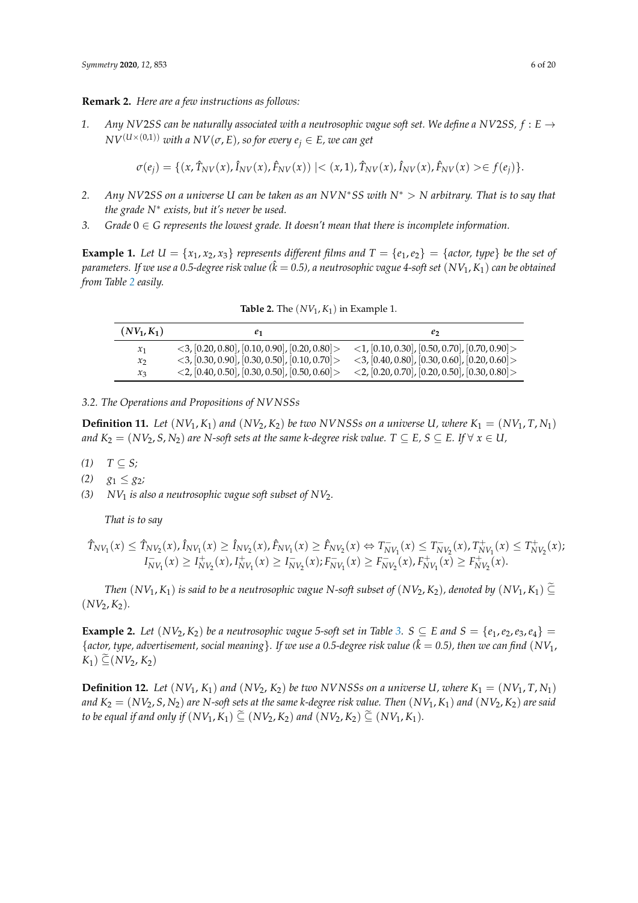**Remark 2.** *Here are a few instructions as follows:*

1. *Any NV2SS can be naturally associated with a neutrosophic vague soft set. We define a NV2SS,* $f : E \to NV^{(U\times(0,1))}$ *with a* $NV(\sigma, E)$*, so for every* $e_j \in E$*, we can get*

$$\sigma(e_j) = \{(x, \hat{T}_{NV}(x), \hat{I}_{NV}(x), \hat{F}_{NV}(x)) \mid <(x,1), \hat{T}_{NV}(x), \hat{I}_{NV}(x), \hat{F}_{NV}(x)> \in f(e_j)\}.$$

2. *Any NV2SS on a universe U can be taken as an* $NVN^*SS$ *with* $N^* > N$ *arbitrary. That is to say that the grade* $N^*$ *exists, but it's never be used.*
3. *Grade* $0 \in G$ *represents the lowest grade. It doesn't mean that there is incomplete information.*

**Example 1.** *Let* $U = \{x_1, x_2, x_3\}$ *represents different films and* $T = \{e_1, e_2\} = \{$*actor, type*$\}$ *be the set of parameters. If we use a 0.5-degree risk value* ($\hat{k} = 0.5$)*, a neutrosophic vague 4-soft set* $(NV_1, K_1)$ *can be obtained from Table 2 easily.*

**Table 2.** The $(NV_1, K_1)$ in Example 1.

| $(NV_1, K_1)$ | $e_1$ | $e_2$ |
|---|---|---|
| $x_1$ | $<3, [0.20, 0.80], [0.10, 0.90], [0.20, 0.80]>$ | $<1, [0.10, 0.30], [0.50, 0.70], [0.70, 0.90]>$ |
| $x_2$ | $<3, [0.30, 0.90], [0.30, 0.50], [0.10, 0.70]>$ | $<3, [0.40, 0.80], [0.30, 0.60], [0.20, 0.60]>$ |
| $x_3$ | $<2, [0.40, 0.50], [0.30, 0.50], [0.50, 0.60]>$ | $<2, [0.20, 0.70], [0.20, 0.50], [0.30, 0.80]>$ |

### 3.2. The Operations and Propositions of NVNSSs

**Definition 11.** *Let* $(NV_1, K_1)$ *and* $(NV_2, K_2)$ *be two NVNSSs on a universe U, where* $K_1 = (NV_1, T, N_1)$ *and* $K_2 = (NV_2, S, N_2)$ *are N-soft sets at the same k-degree risk value.* $T \subseteq E$, $S \subseteq E$*. If* $\forall\, x \in U$,

*(1)* $T \subseteq S$;

*(2)* $g_1 \leq g_2$;

*(3)* $NV_1$ *is also a neutrosophic vague soft subset of* $NV_2$.

*That is to say*

$$\hat{T}_{NV_1}(x) \leq \hat{T}_{NV_2}(x), \hat{I}_{NV_1}(x) \geq \hat{I}_{NV_2}(x), \hat{F}_{NV_1}(x) \geq \hat{F}_{NV_2}(x) \Leftrightarrow T^-_{NV_1}(x) \leq T^-_{NV_2}(x), T^+_{NV_1}(x) \leq T^+_{NV_2}(x);$$
$$I^-_{NV_1}(x) \geq I^+_{NV_2}(x), I^+_{NV_1}(x) \geq I^-_{NV_2}(x); F^-_{NV_1}(x) \geq F^-_{NV_2}(x), F^+_{NV_1}(x) \geq F^+_{NV_2}(x).$$

*Then* $(NV_1, K_1)$ *is said to be a neutrosophic vague N-soft subset of* $(NV_2, K_2)$*, denoted by* $(NV_1, K_1) \widetilde{\subseteq} (NV_2, K_2)$.

**Example 2.** *Let* $(NV_2, K_2)$ *be a neutrosophic vague 5-soft set in Table 3.* $S \subseteq E$ *and* $S = \{e_1, e_2, e_3, e_4\} = \{$*actor, type, advertisement, social meaning*$\}$*. If we use a 0.5-degree risk value* ($\hat{k} = 0.5$)*, then we can find* $(NV_1, K_1) \widetilde{\subseteq} (NV_2, K_2)$

**Definition 12.** *Let* $(NV_1, K_1)$ *and* $(NV_2, K_2)$ *be two NVNSSs on a universe U, where* $K_1 = (NV_1, T, N_1)$ *and* $K_2 = (NV_2, S, N_2)$ *are N-soft sets at the same k-degree risk value. Then* $(NV_1, K_1)$ *and* $(NV_2, K_2)$ *are said to be equal if and only if* $(NV_1, K_1) \widetilde{\subseteq} (NV_2, K_2)$ *and* $(NV_2, K_2) \widetilde{\subseteq} (NV_1, K_1)$.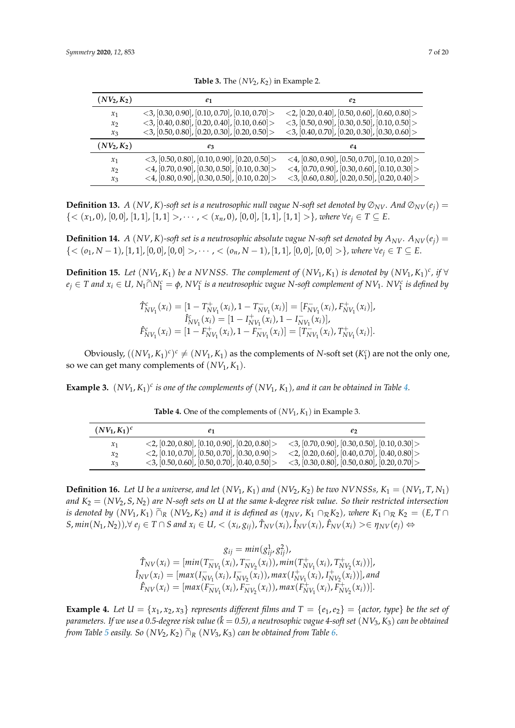**Table 3.** The $(NV_2, K_2)$ in Example 2.

| $(NV_2, K_2)$ | $e_1$ | $e_2$ |
|---|---|---|
| $x_1$ | $<3, [0.30, 0.90], [0.10, 0.70], [0.10, 0.70]>$ | $<2, [0.20, 0.40], [0.50, 0.60], [0.60, 0.80]>$ |
| $x_2$ | $<3, [0.40, 0.80], [0.20, 0.40], [0.10, 0.60]>$ | $<3, [0.50, 0.90], [0.30, 0.50], [0.10, 0.50]>$ |
| $x_3$ | $<3, [0.50, 0.80], [0.20, 0.30], [0.20, 0.50]>$ | $<3, [0.40, 0.70], [0.20, 0.30], [0.30, 0.60]>$ |
| $(NV_2, K_2)$ | $e_3$ | $e_4$ |
| $x_1$ | $<3, [0.50, 0.80], [0.10, 0.90], [0.20, 0.50]>$ | $<4, [0.80, 0.90], [0.50, 0.70], [0.10, 0.20]>$ |
| $x_2$ | $<4, [0.70, 0.90], [0.30, 0.50], [0.10, 0.30]>$ | $<4, [0.70, 0.90], [0.30, 0.60], [0.10, 0.30]>$ |
| $x_3$ | $<4, [0.80, 0.90], [0.30, 0.50], [0.10, 0.20]>$ | $<3, [0.60, 0.80], [0.20, 0.50], [0.20, 0.40]>$ |

**Definition 13.** *A $(NV, K)$-soft set is a neutrosophic null vague N-soft set denoted by $\varnothing_{NV}$. And $\varnothing_{NV}(e_j) = \{< (x_1, 0), [0, 0], [1, 1], [1, 1] >, \cdots, < (x_n, 0), [0, 0], [1, 1], [1, 1] >\}$, where $\forall e_j \in T \subseteq E$.*

**Definition 14.** *A $(NV, K)$-soft set is a neutrosophic absolute vague N-soft set denoted by $A_{NV}$. $A_{NV}(e_j) = \{< (o_1, N-1), [1, 1], [0, 0], [0, 0] >, \cdots, < (o_n, N-1), [1, 1], [0, 0], [0, 0] >\}$, where $\forall e_j \in T \subseteq E$.*

**Definition 15.** *Let $(NV_1, K_1)$ be a NVNSS. The complement of $(NV_1, K_1)$ is denoted by $(NV_1, K_1)^c$, if $\forall$ $e_j \in T$ and $x_i \in U$, $N_1 \widetilde{\cap} N_1^c = \phi$, $NV_1^c$ is a neutrosophic vague N-soft complement of $NV_1$. $NV_1^c$ is defined by*

$$\hat{T}^c_{NV_1}(x_i) = [1 - T^+_{NV_1}(x_i), 1 - T^-_{NV_1}(x_i)] = [F^-_{NV_1}(x_i), F^+_{NV_1}(x_i)],$$
$$\hat{I}^c_{NV_1}(x_i) = [1 - I^+_{NV_1}(x_i), 1 - I^-_{NV_1}(x_i)],$$
$$\hat{F}^c_{NV_1}(x_i) = [1 - F^+_{NV_1}(x_i), 1 - F^-_{NV_1}(x_i)] = [T^-_{NV_1}(x_i), T^+_{NV_1}(x_i)].$$

Obviously, $((NV_1, K_1)^c)^c \neq (NV_1, K_1)$ as the complements of $N$-soft set $(K_1^c)$ are not the only one, so we can get many complements of $(NV_1, K_1)$.

**Example 3.** *$(NV_1, K_1)^c$ is one of the complements of $(NV_1, K_1)$, and it can be obtained in Table 4.*

**Table 4.** One of the complements of $(NV_1, K_1)$ in Example 3.

| $(NV_1, K_1)^c$ | $e_1$ | $e_2$ |
|---|---|---|
| $x_1$ | $<2, [0.20, 0.80], [0.10, 0.90], [0.20, 0.80]>$ | $<3, [0.70, 0.90], [0.30, 0.50], [0.10, 0.30]>$ |
| $x_2$ | $<2, [0.10, 0.70], [0.50, 0.70], [0.30, 0.90]>$ | $<2, [0.20, 0.60], [0.40, 0.70], [0.40, 0.80]>$ |
| $x_3$ | $<3, [0.50, 0.60], [0.50, 0.70], [0.40, 0.50]>$ | $<3, [0.30, 0.80], [0.50, 0.80], [0.20, 0.70]>$ |

**Definition 16.** *Let $U$ be a universe, and let $(NV_1, K_1)$ and $(NV_2, K_2)$ be two NVNSSs, $K_1 = (NV_1, T, N_1)$ and $K_2 = (NV_2, S, N_2)$ are N-soft sets on $U$ at the same k-degree risk value. So their restricted intersection is denoted by $(NV_1, K_1) \widetilde{\cap}_R (NV_2, K_2)$ and it is defined as $(\eta_{NV}, K_1 \cap_{\mathcal{R}} K_2)$, where $K_1 \cap_{\mathcal{R}} K_2 = (E, T \cap S, min(N_1, N_2))$, $\forall e_j \in T \cap S$ and $x_i \in U$, $< (x_i, g_{ij}), \hat{T}_{NV}(x_i), \hat{I}_{NV}(x_i), \hat{F}_{NV}(x_i) > \in \eta_{NV}(e_j) \Leftrightarrow$*

$$g_{ij} = min(g^1_{ij}, g^2_{ij}),$$
$$\hat{T}_{NV}(x_i) = [min(T^-_{NV_1}(x_i), T^-_{NV_2}(x_i)), min(T^+_{NV_1}(x_i), T^+_{NV_2}(x_i))],$$
$$\hat{I}_{NV}(x_i) = [max(I^-_{NV_1}(x_i), I^-_{NV_2}(x_i)), max(I^+_{NV_1}(x_i), I^+_{NV_2}(x_i))], \text{and}$$
$$\hat{F}_{NV}(x_i) = [max(F^-_{NV_1}(x_i), F^-_{NV_2}(x_i)), max(F^+_{NV_1}(x_i), F^+_{NV_2}(x_i))].$$

**Example 4.** *Let $U = \{x_1, x_2, x_3\}$ represents different films and $T = \{e_1, e_2\} = \{actor, type\}$ be the set of parameters. If we use a 0.5-degree risk value ($\hat{k} = 0.5$), a neutrosophic vague 4-soft set $(NV_3, K_3)$ can be obtained from Table 5 easily. So $(NV_2, K_2) \widetilde{\cap}_R (NV_3, K_3)$ can be obtained from Table 6.*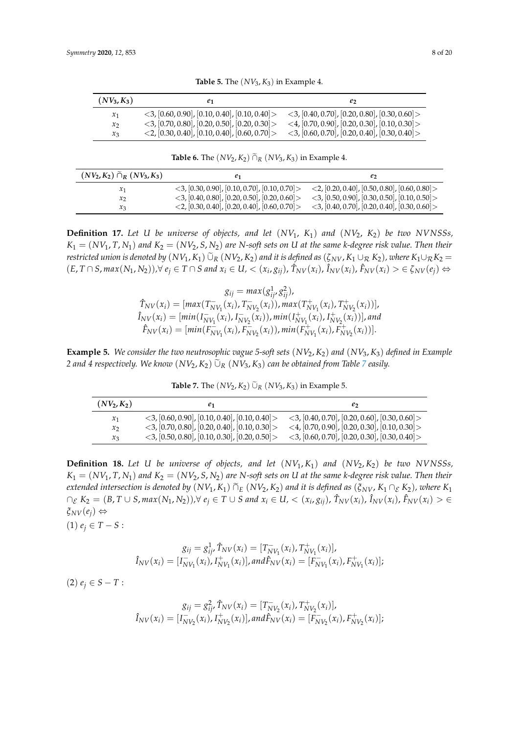**Table 5.** The $(NV_3, K_3)$ in Example 4.

| $(NV_3, K_3)$ | $e_1$ | $e_2$ |
|---|---|---|
| $x_1$ | $<3, [0.60, 0.90], [0.10, 0.40], [0.10, 0.40]>$ | $<3, [0.40, 0.70], [0.20, 0.80], [0.30, 0.60]>$ |
| $x_2$ | $<3, [0.70, 0.80], [0.20, 0.50], [0.20, 0.30]>$ | $<4, [0.70, 0.90], [0.20, 0.30], [0.10, 0.30]>$ |
| $x_3$ | $<2, [0.30, 0.40], [0.10, 0.40], [0.60, 0.70]>$ | $<3, [0.60, 0.70], [0.20, 0.40], [0.30, 0.40]>$ |

**Table 6.** The $(NV_2, K_2) \tilde{\cap}_R (NV_3, K_3)$ in Example 4.

| $(NV_2, K_2) \tilde{\cap}_R (NV_3, K_3)$ | $e_1$ | $e_2$ |
|---|---|---|
| $x_1$ | $<3, [0.30, 0.90], [0.10, 0.70], [0.10, 0.70]>$ | $<2, [0.20, 0.40], [0.50, 0.80], [0.60, 0.80]>$ |
| $x_2$ | $<3, [0.40, 0.80], [0.20, 0.50], [0.20, 0.60]>$ | $<3, [0.50, 0.90], [0.30, 0.50], [0.10, 0.50]>$ |
| $x_3$ | $<2, [0.30, 0.40], [0.20, 0.40], [0.60, 0.70]>$ | $<3, [0.40, 0.70], [0.20, 0.40], [0.30, 0.60]>$ |

**Definition 17.** *Let $U$ be universe of objects, and let $(NV_1, K_1)$ and $(NV_2, K_2)$ be two NVNSSs, $K_1 = (NV_1, T, N_1)$ and $K_2 = (NV_2, S, N_2)$ are N-soft sets on $U$ at the same k-degree risk value. Then their restricted union is denoted by $(NV_1, K_1) \tilde{\cup}_R (NV_2, K_2)$ and it is defined as $(\zeta_{NV}, K_1 \cup_{\mathcal{R}} K_2)$, where $K_1 \cup_{\mathcal{R}} K_2 = (E, T \cap S, max(N_1, N_2)), \forall\, e_j \in T \cap S$ and $x_i \in U$, $< (x_i, g_{ij}), \hat{T}_{NV}(x_i), \hat{I}_{NV}(x_i), \hat{F}_{NV}(x_i) > \in \zeta_{NV}(e_j) \Leftrightarrow$*

$$
\begin{gathered}
g_{ij} = max(g_{ij}^1, g_{ij}^2), \\
\hat{T}_{NV}(x_i) = [max(T_{NV_1}^-(x_i), T_{NV_2}^-(x_i)), max(T_{NV_1}^+(x_i), T_{NV_2}^+(x_i))], \\
\hat{I}_{NV}(x_i) = [min(I_{NV_1}^-(x_i), I_{NV_2}^-(x_i)), min(I_{NV_1}^+(x_i), I_{NV_2}^+(x_i))], \text{and} \\
\hat{F}_{NV}(x_i) = [min(F_{NV_1}^-(x_i), F_{NV_2}^-(x_i)), min(F_{NV_1}^+(x_i), F_{NV_2}^+(x_i))].
\end{gathered}
$$

**Example 5.** *We consider the two neutrosophic vague 5-soft sets $(NV_2, K_2)$ and $(NV_3, K_3)$ defined in Example 2 and 4 respectively. We know $(NV_2, K_2) \tilde{\cup}_R (NV_3, K_3)$ can be obtained from Table 7 easily.*

**Table 7.** The $(NV_2, K_2) \tilde{\cup}_R (NV_3, K_3)$ in Example 5.

| $(NV_2, K_2)$ | $e_1$ | $e_2$ |
|---|---|---|
| $x_1$ | $<3, [0.60, 0.90], [0.10, 0.40], [0.10, 0.40]>$ | $<3, [0.40, 0.70], [0.20, 0.60], [0.30, 0.60]>$ |
| $x_2$ | $<3, [0.70, 0.80], [0.20, 0.40], [0.10, 0.30]>$ | $<4, [0.70, 0.90], [0.20, 0.30], [0.10, 0.30]>$ |
| $x_3$ | $<3, [0.50, 0.80], [0.10, 0.30], [0.20, 0.50]>$ | $<3, [0.60, 0.70], [0.20, 0.30], [0.30, 0.40]>$ |

**Definition 18.** *Let $U$ be universe of objects, and let $(NV_1, K_1)$ and $(NV_2, K_2)$ be two NVNSSs, $K_1 = (NV_1, T, N_1)$ and $K_2 = (NV_2, S, N_2)$ are N-soft sets on $U$ at the same k-degree risk value. Then their extended intersection is denoted by $(NV_1, K_1) \tilde{\cap}_E (NV_2, K_2)$ and it is defined as $(\xi_{NV}, K_1 \cap_{\mathcal{E}} K_2)$, where $K_1 \cap_{\mathcal{E}} K_2 = (B, T \cup S, max(N_1, N_2)), \forall\, e_j \in T \cup S$ and $x_i \in U$, $< (x_i, g_{ij}), \hat{T}_{NV}(x_i), \hat{I}_{NV}(x_i), \hat{F}_{NV}(x_i) > \in \xi_{NV}(e_j) \Leftrightarrow$*

(1) $e_j \in T - S$ :

$$
\begin{gathered}
g_{ij} = g_{ij}^1, \hat{T}_{NV}(x_i) = [T_{NV_1}^-(x_i), T_{NV_1}^+(x_i)], \\
\hat{I}_{NV}(x_i) = [I_{NV_1}^-(x_i), I_{NV_1}^+(x_i)], \text{and} \hat{F}_{NV}(x_i) = [F_{NV_1}^-(x_i), F_{NV_1}^+(x_i)];
\end{gathered}
$$

(2) $e_j \in S - T$ :

$$
\begin{gathered}
g_{ij} = g_{ij}^2, \hat{T}_{NV}(x_i) = [T_{NV_2}^-(x_i), T_{NV_2}^+(x_i)], \\
\hat{I}_{NV}(x_i) = [I_{NV_2}^-(x_i), I_{NV_2}^+(x_i)], \text{and} \hat{F}_{NV}(x_i) = [F_{NV_2}^-(x_i), F_{NV_2}^+(x_i)];
\end{gathered}
$$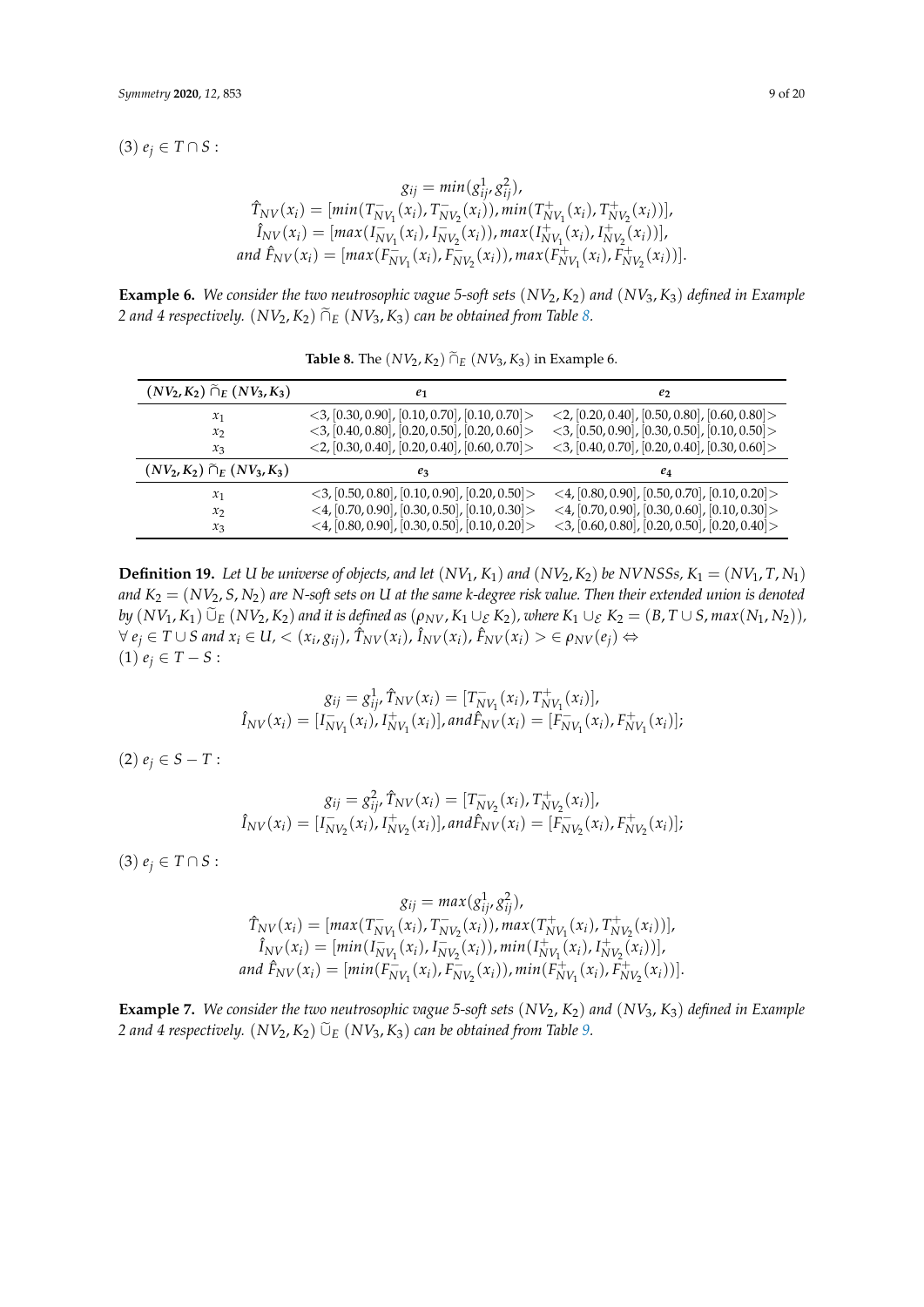(3) $e_j \in T \cap S$ :

$$
\begin{gathered}
g_{ij} = min(g^1_{ij}, g^2_{ij}), \\
\hat{T}_{NV}(x_i) = [min(T^-_{NV_1}(x_i), T^-_{NV_2}(x_i)), min(T^+_{NV_1}(x_i), T^+_{NV_2}(x_i))], \\
\hat{I}_{NV}(x_i) = [max(I^-_{NV_1}(x_i), I^-_{NV_2}(x_i)), max(I^+_{NV_1}(x_i), I^+_{NV_2}(x_i))], \\
and\ \hat{F}_{NV}(x_i) = [max(F^-_{NV_1}(x_i), F^-_{NV_2}(x_i)), max(F^+_{NV_1}(x_i), F^+_{NV_2}(x_i))].
\end{gathered}
$$

**Example 6.** *We consider the two neutrosophic vague 5-soft sets $(NV_2, K_2)$ and $(NV_3, K_3)$ defined in Example 2 and 4 respectively. $(NV_2, K_2) \widetilde{\cap}_E (NV_3, K_3)$ can be obtained from Table 8.*

**Table 8.** The $(NV_2, K_2) \widetilde{\cap}_E (NV_3, K_3)$ in Example 6.

| $(NV_2, K_2) \widetilde{\cap}_E (NV_3, K_3)$ | $e_1$ | $e_2$ |
|---|---|---|
| $x_1$ | <3, [0.30, 0.90], [0.10, 0.70], [0.10, 0.70]> | <2, [0.20, 0.40], [0.50, 0.80], [0.60, 0.80]> |
| $x_2$ | <3, [0.40, 0.80], [0.20, 0.50], [0.20, 0.60]> | <3, [0.50, 0.90], [0.30, 0.50], [0.10, 0.50]> |
| $x_3$ | <2, [0.30, 0.40], [0.20, 0.40], [0.60, 0.70]> | <3, [0.40, 0.70], [0.20, 0.40], [0.30, 0.60]> |
| $(NV_2, K_2) \widetilde{\cap}_E (NV_3, K_3)$ | $e_3$ | $e_4$ |
| $x_1$ | <3, [0.50, 0.80], [0.10, 0.90], [0.20, 0.50]> | <4, [0.80, 0.90], [0.50, 0.70], [0.10, 0.20]> |
| $x_2$ | <4, [0.70, 0.90], [0.30, 0.50], [0.10, 0.30]> | <4, [0.70, 0.90], [0.30, 0.60], [0.10, 0.30]> |
| $x_3$ | <4, [0.80, 0.90], [0.30, 0.50], [0.10, 0.20]> | <3, [0.60, 0.80], [0.20, 0.50], [0.20, 0.40]> |

**Definition 19.** *Let $U$ be universe of objects, and let $(NV_1, K_1)$ and $(NV_2, K_2)$ be NVNSSs, $K_1 = (NV_1, T, N_1)$ and $K_2 = (NV_2, S, N_2)$ are N-soft sets on $U$ at the same k-degree risk value. Then their extended union is denoted by $(NV_1, K_1) \widetilde{\cup}_E (NV_2, K_2)$ and it is defined as $(\rho_{NV}, K_1 \cup_{\mathcal{E}} K_2)$, where $K_1 \cup_{\mathcal{E}} K_2 = (B, T \cup S, max(N_1, N_2))$, $\forall\, e_j \in T \cup S$ and $x_i \in U$, $< (x_i, g_{ij}), \hat{T}_{NV}(x_i), \hat{I}_{NV}(x_i), \hat{F}_{NV}(x_i) > \in \rho_{NV}(e_j) \Leftrightarrow$*
(1) $e_j \in T - S$ :

$$
\begin{gathered}
g_{ij} = g^1_{ij}, \hat{T}_{NV}(x_i) = [T^-_{NV_1}(x_i), T^+_{NV_1}(x_i)], \\
\hat{I}_{NV}(x_i) = [I^-_{NV_1}(x_i), I^+_{NV_1}(x_i)], and \hat{F}_{NV}(x_i) = [F^-_{NV_1}(x_i), F^+_{NV_1}(x_i)];
\end{gathered}
$$

(2) $e_j \in S - T$ :

$$
\begin{gathered}
g_{ij} = g^2_{ij}, \hat{T}_{NV}(x_i) = [T^-_{NV_2}(x_i), T^+_{NV_2}(x_i)], \\
\hat{I}_{NV}(x_i) = [I^-_{NV_2}(x_i), I^+_{NV_2}(x_i)], and \hat{F}_{NV}(x_i) = [F^-_{NV_2}(x_i), F^+_{NV_2}(x_i)];
\end{gathered}
$$

(3) $e_j \in T \cap S$ :

$$
\begin{gathered}
g_{ij} = max(g^1_{ij}, g^2_{ij}), \\
\hat{T}_{NV}(x_i) = [max(T^-_{NV_1}(x_i), T^-_{NV_2}(x_i)), max(T^+_{NV_1}(x_i), T^+_{NV_2}(x_i))], \\
\hat{I}_{NV}(x_i) = [min(I^-_{NV_1}(x_i), I^-_{NV_2}(x_i)), min(I^+_{NV_1}(x_i), I^+_{NV_2}(x_i))], \\
and\ \hat{F}_{NV}(x_i) = [min(F^-_{NV_1}(x_i), F^-_{NV_2}(x_i)), min(F^+_{NV_1}(x_i), F^+_{NV_2}(x_i))].
\end{gathered}
$$

**Example 7.** *We consider the two neutrosophic vague 5-soft sets $(NV_2, K_2)$ and $(NV_3, K_3)$ defined in Example 2 and 4 respectively. $(NV_2, K_2) \widetilde{\cup}_E (NV_3, K_3)$ can be obtained from Table 9.*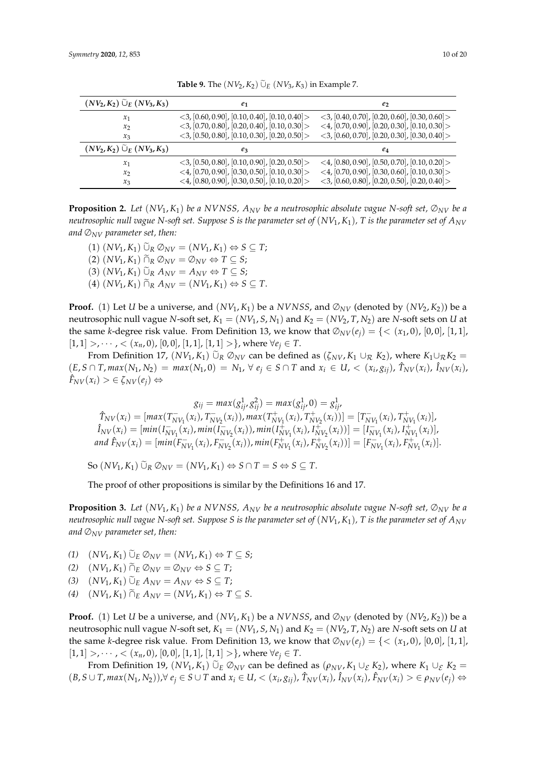**Table 9.** The $(NV_2, K_2) \widetilde{\cup}_E (NV_3, K_3)$ in Example 7.

| $(NV_2, K_2) \widetilde{\cup}_E (NV_3, K_3)$ | $e_1$ | $e_2$ |
|---|---|---|
| $x_1$ | $<3, [0.60, 0.90], [0.10, 0.40], [0.10, 0.40]>$ | $<3, [0.40, 0.70], [0.20, 0.60], [0.30, 0.60]>$ |
| $x_2$ | $<3, [0.70, 0.80], [0.20, 0.40], [0.10, 0.30]>$ | $<4, [0.70, 0.90], [0.20, 0.30], [0.10, 0.30]>$ |
| $x_3$ | $<3, [0.50, 0.80], [0.10, 0.30], [0.20, 0.50]>$ | $<3, [0.60, 0.70], [0.20, 0.30], [0.30, 0.40]>$ |
| $(NV_2, K_2) \widetilde{\cup}_E (NV_3, K_3)$ | $e_3$ | $e_4$ |
| $x_1$ | $<3, [0.50, 0.80], [0.10, 0.90], [0.20, 0.50]>$ | $<4, [0.80, 0.90], [0.50, 0.70], [0.10, 0.20]>$ |
| $x_2$ | $<4, [0.70, 0.90], [0.30, 0.50], [0.10, 0.30]>$ | $<4, [0.70, 0.90], [0.30, 0.60], [0.10, 0.30]>$ |
| $x_3$ | $<4, [0.80, 0.90], [0.30, 0.50], [0.10, 0.20]>$ | $<3, [0.60, 0.80], [0.20, 0.50], [0.20, 0.40]>$ |

**Proposition 2.** *Let $(NV_1, K_1)$ be a NVNSS, $A_{NV}$ be a neutrosophic absolute vague N-soft set, $\emptyset_{NV}$ be a neutrosophic null vague N-soft set. Suppose S is the parameter set of $(NV_1, K_1)$, T is the parameter set of $A_{NV}$ and $\emptyset_{NV}$ parameter set, then:*

(1) $(NV_1, K_1) \widetilde{\cup}_R \emptyset_{NV} = (NV_1, K_1) \Leftrightarrow S \subseteq T$;
(2) $(NV_1, K_1) \widetilde{\cap}_R \emptyset_{NV} = \emptyset_{NV} \Leftrightarrow T \subseteq S$;
(3) $(NV_1, K_1) \widetilde{\cup}_R A_{NV} = A_{NV} \Leftrightarrow T \subseteq S$;
(4) $(NV_1, K_1) \widetilde{\cap}_R A_{NV} = (NV_1, K_1) \Leftrightarrow S \subseteq T$.

**Proof.** (1) Let $U$ be a universe, and $(NV_1, K_1)$ be a $NVNSS$, and $\emptyset_{NV}$ (denoted by $(NV_2, K_2)$) be a neutrosophic null vague $N$-soft set, $K_1 = (NV_1, S, N_1)$ and $K_2 = (NV_2, T, N_2)$ are $N$-soft sets on $U$ at the same $k$-degree risk value. From Definition 13, we know that $\emptyset_{NV}(e_j) = \{< (x_1, 0), [0,0], [1,1], [1,1] >, \cdots, < (x_n, 0), [0,0], [1,1], [1,1] >\}$, where $\forall e_j \in T$.

From Definition 17, $(NV_1, K_1) \widetilde{\cup}_R \emptyset_{NV}$ can be defined as $(\zeta_{NV}, K_1 \cup_{\mathcal{R}} K_2)$, where $K_1 \cup_{\mathcal{R}} K_2 = (E, S \cap T, max(N_1, N_2) = max(N_1, 0) = N_1$, $\forall\, e_j \in S \cap T$ and $x_i \in U$, $< (x_i, g_{ij}), \hat{T}_{NV}(x_i), \hat{I}_{NV}(x_i), \hat{F}_{NV}(x_i) > \in \zeta_{NV}(e_j) \Leftrightarrow$

$$g_{ij} = max(g^1_{ij}, g^2_{ij}) = max(g^1_{ij}, 0) = g^1_{ij},$$
$$\hat{T}_{NV}(x_i) = [max(T^-_{NV_1}(x_i), T^-_{NV_2}(x_i)), max(T^+_{NV_1}(x_i), T^+_{NV_2}(x_i))] = [T^-_{NV_1}(x_i), T^+_{NV_1}(x_i)],$$
$$\hat{I}_{NV}(x_i) = [min(I^-_{NV_1}(x_i), min(I^-_{NV_2}(x_i)), min(I^+_{NV_1}(x_i), I^+_{NV_2}(x_i))] = [I^-_{NV_1}(x_i), I^+_{NV_1}(x_i)],$$
$$and\ \hat{F}_{NV}(x_i) = [min(F^-_{NV_1}(x_i), F^-_{NV_2}(x_i)), min(F^+_{NV_1}(x_i), F^+_{NV_2}(x_i))] = [F^-_{NV_1}(x_i), F^+_{NV_1}(x_i)].$$

So $(NV_1, K_1) \widetilde{\cup}_R \emptyset_{NV} = (NV_1, K_1) \Leftrightarrow S \cap T = S \Leftrightarrow S \subseteq T$.

The proof of other propositions is similar by the Definitions 16 and 17.

**Proposition 3.** *Let $(NV_1, K_1)$ be a NVNSS, $A_{NV}$ be a neutrosophic absolute vague N-soft set, $\emptyset_{NV}$ be a neutrosophic null vague N-soft set. Suppose S is the parameter set of $(NV_1, K_1)$, T is the parameter set of $A_{NV}$ and $\emptyset_{NV}$ parameter set, then:*

*(1)* $(NV_1, K_1) \widetilde{\cup}_E \emptyset_{NV} = (NV_1, K_1) \Leftrightarrow T \subseteq S$;
*(2)* $(NV_1, K_1) \widetilde{\cap}_E \emptyset_{NV} = \emptyset_{NV} \Leftrightarrow S \subseteq T$;
*(3)* $(NV_1, K_1) \widetilde{\cup}_E A_{NV} = A_{NV} \Leftrightarrow S \subseteq T$;
*(4)* $(NV_1, K_1) \widetilde{\cap}_E A_{NV} = (NV_1, K_1) \Leftrightarrow T \subseteq S$.

**Proof.** (1) Let $U$ be a universe, and $(NV_1, K_1)$ be a $NVNSS$, and $\emptyset_{NV}$ (denoted by $(NV_2, K_2)$) be a neutrosophic null vague $N$-soft set, $K_1 = (NV_1, S, N_1)$ and $K_2 = (NV_2, T, N_2)$ are $N$-soft sets on $U$ at the same $k$-degree risk value. From Definition 13, we know that $\emptyset_{NV}(e_j) = \{< (x_1, 0), [0,0], [1,1], [1,1] >, \cdots, < (x_n, 0), [0,0], [1,1], [1,1] >\}$, where $\forall e_j \in T$.

From Definition 19, $(NV_1, K_1) \widetilde{\cup}_E \emptyset_{NV}$ can be defined as $(\rho_{NV}, K_1 \cup_{\mathcal{E}} K_2)$, where $K_1 \cup_{\mathcal{E}} K_2 = (B, S \cup T, max(N_1, N_2)), \forall\, e_j \in S \cup T$ and $x_i \in U$, $< (x_i, g_{ij}), \hat{T}_{NV}(x_i), \hat{I}_{NV}(x_i), \hat{F}_{NV}(x_i) > \in \rho_{NV}(e_j) \Leftrightarrow$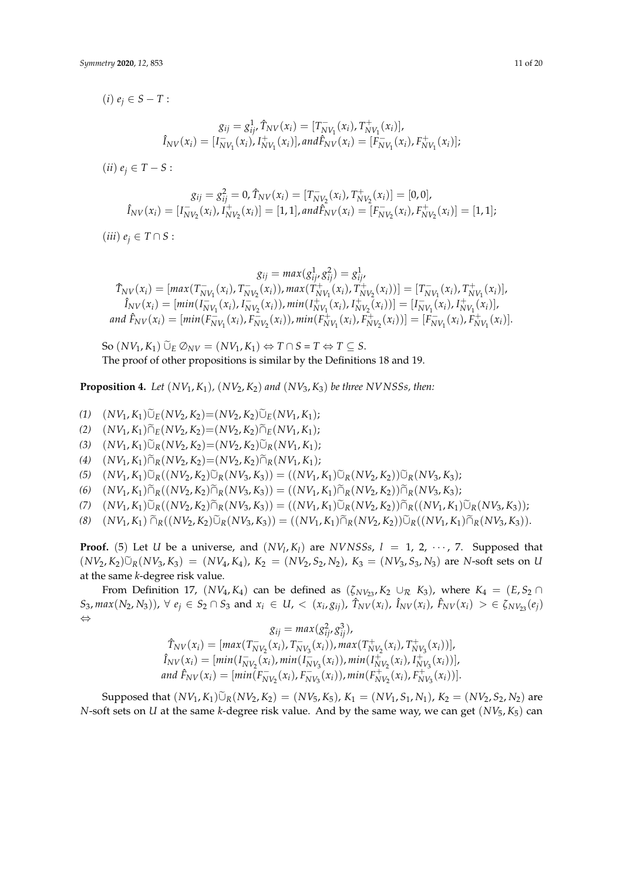$(i)$ $e_j \in S - T$ :

$$g_{ij} = g_{ij}^1, \hat{T}_{NV}(x_i) = [T_{NV_1}^-(x_i), T_{NV_1}^+(x_i)],$$
$$\hat{I}_{NV}(x_i) = [I_{NV_1}^-(x_i), I_{NV_1}^+(x_i)], and \hat{F}_{NV}(x_i) = [F_{NV_1}^-(x_i), F_{NV_1}^+(x_i)];$$

$(ii)$ $e_j \in T - S$ :

$$g_{ij} = g_{ij}^2 = 0, \hat{T}_{NV}(x_i) = [T_{NV_2}^-(x_i), T_{NV_2}^+(x_i)] = [0, 0],$$
$$\hat{I}_{NV}(x_i) = [I_{NV_2}^-(x_i), I_{NV_2}^+(x_i)] = [1, 1], and \hat{F}_{NV}(x_i) = [F_{NV_2}^-(x_i), F_{NV_2}^+(x_i)] = [1, 1];$$

$(iii)$ $e_j \in T \cap S$ :

$$g_{ij} = max(g_{ij}^1, g_{ij}^2) = g_{ij}^1,$$
$$\hat{T}_{NV}(x_i) = [max(T_{NV_1}^-(x_i), T_{NV_2}^-(x_i)), max(T_{NV_1}^+(x_i), T_{NV_2}^+(x_i))] = [T_{NV_1}^-(x_i), T_{NV_1}^+(x_i)],$$
$$\hat{I}_{NV}(x_i) = [min(I_{NV_1}^-(x_i), I_{NV_2}^-(x_i)), min(I_{NV_1}^+(x_i), I_{NV_2}^+(x_i))] = [I_{NV_1}^-(x_i), I_{NV_1}^+(x_i)],$$
$$and \ \hat{F}_{NV}(x_i) = [min(F_{NV_1}^-(x_i), F_{NV_2}^-(x_i)), min(F_{NV_1}^+(x_i), F_{NV_2}^+(x_i))] = [F_{NV_1}^-(x_i), F_{NV_1}^+(x_i)].$$

So $(NV_1, K_1) \widetilde{\cup}_E \emptyset_{NV} = (NV_1, K_1) \Leftrightarrow T \cap S = T \Leftrightarrow T \subseteq S$.
The proof of other propositions is similar by the Definitions 18 and 19.

**Proposition 4.** *Let $(NV_1, K_1)$, $(NV_2, K_2)$ and $(NV_3, K_3)$ be three NVNSSs, then:*

*(1)* $(NV_1, K_1)\widetilde{\cup}_E(NV_2, K_2) = (NV_2, K_2)\widetilde{\cup}_E(NV_1, K_1)$;
*(2)* $(NV_1, K_1)\widetilde{\cap}_E(NV_2, K_2) = (NV_2, K_2)\widetilde{\cap}_E(NV_1, K_1)$;
*(3)* $(NV_1, K_1)\widetilde{\cup}_R(NV_2, K_2) = (NV_2, K_2)\widetilde{\cup}_R(NV_1, K_1)$;
*(4)* $(NV_1, K_1)\widetilde{\cap}_R(NV_2, K_2) = (NV_2, K_2)\widetilde{\cap}_R(NV_1, K_1)$;
*(5)* $(NV_1, K_1)\widetilde{\cup}_R((NV_2, K_2)\widetilde{\cup}_R(NV_3, K_3)) = ((NV_1, K_1)\widetilde{\cup}_R(NV_2, K_2))\widetilde{\cup}_R(NV_3, K_3)$;
*(6)* $(NV_1, K_1)\widetilde{\cap}_R((NV_2, K_2)\widetilde{\cap}_R(NV_3, K_3)) = ((NV_1, K_1)\widetilde{\cap}_R(NV_2, K_2))\widetilde{\cap}_R(NV_3, K_3)$;
*(7)* $(NV_1, K_1)\widetilde{\cup}_R((NV_2, K_2)\widetilde{\cap}_R(NV_3, K_3)) = ((NV_1, K_1)\widetilde{\cup}_R(NV_2, K_2))\widetilde{\cap}_R((NV_1, K_1)\widetilde{\cup}_R(NV_3, K_3))$;
*(8)* $(NV_1, K_1)\widetilde{\cap}_R((NV_2, K_2)\widetilde{\cup}_R(NV_3, K_3)) = ((NV_1, K_1)\widetilde{\cap}_R(NV_2, K_2))\widetilde{\cup}_R((NV_1, K_1)\widetilde{\cap}_R(NV_3, K_3))$.

**Proof.** (5) Let $U$ be a universe, and $(NV_l, K_l)$ are $NVNSSs$, $l = 1, 2, \cdots, 7$. Supposed that $(NV_2, K_2)\widetilde{\cup}_R(NV_3, K_3) = (NV_4, K_4)$, $K_2 = (NV_2, S_2, N_2)$, $K_3 = (NV_3, S_3, N_3)$ are $N$-soft sets on $U$ at the same $k$-degree risk value.

From Definition 17, $(NV_4, K_4)$ can be defined as $(\zeta_{NV_{23}}, K_2 \cup_{\mathcal{R}} K_3)$, where $K_4 = (E, S_2 \cap S_3, max(N_2, N_3))$, $\forall$ $e_j \in S_2 \cap S_3$ and $x_i \in U$, $< (x_i, g_{ij}), \hat{T}_{NV}(x_i), \hat{I}_{NV}(x_i), \hat{F}_{NV}(x_i) > \in \zeta_{NV_{23}}(e_j)$ $\Leftrightarrow$

$$g_{ij} = max(g_{ij}^2, g_{ij}^3),$$
$$\hat{T}_{NV}(x_i) = [max(T_{NV_2}^-(x_i), T_{NV_3}^-(x_i)), max(T_{NV_2}^+(x_i), T_{NV_3}^+(x_i))],$$
$$\hat{I}_{NV}(x_i) = [min(I_{NV_2}^-(x_i), min(I_{NV_3}^-(x_i)), min(I_{NV_2}^+(x_i), I_{NV_3}^+(x_i))],$$
$$and \ \hat{F}_{NV}(x_i) = [min(F_{NV_2}^-(x_i), F_{NV_3}^-(x_i)), min(F_{NV_2}^+(x_i), F_{NV_3}^+(x_i))].$$

Supposed that $(NV_1, K_1)\widetilde{\cup}_R(NV_2, K_2) = (NV_5, K_5)$, $K_1 = (NV_1, S_1, N_1)$, $K_2 = (NV_2, S_2, N_2)$ are $N$-soft sets on $U$ at the same $k$-degree risk value. And by the same way, we can get $(NV_5, K_5)$ can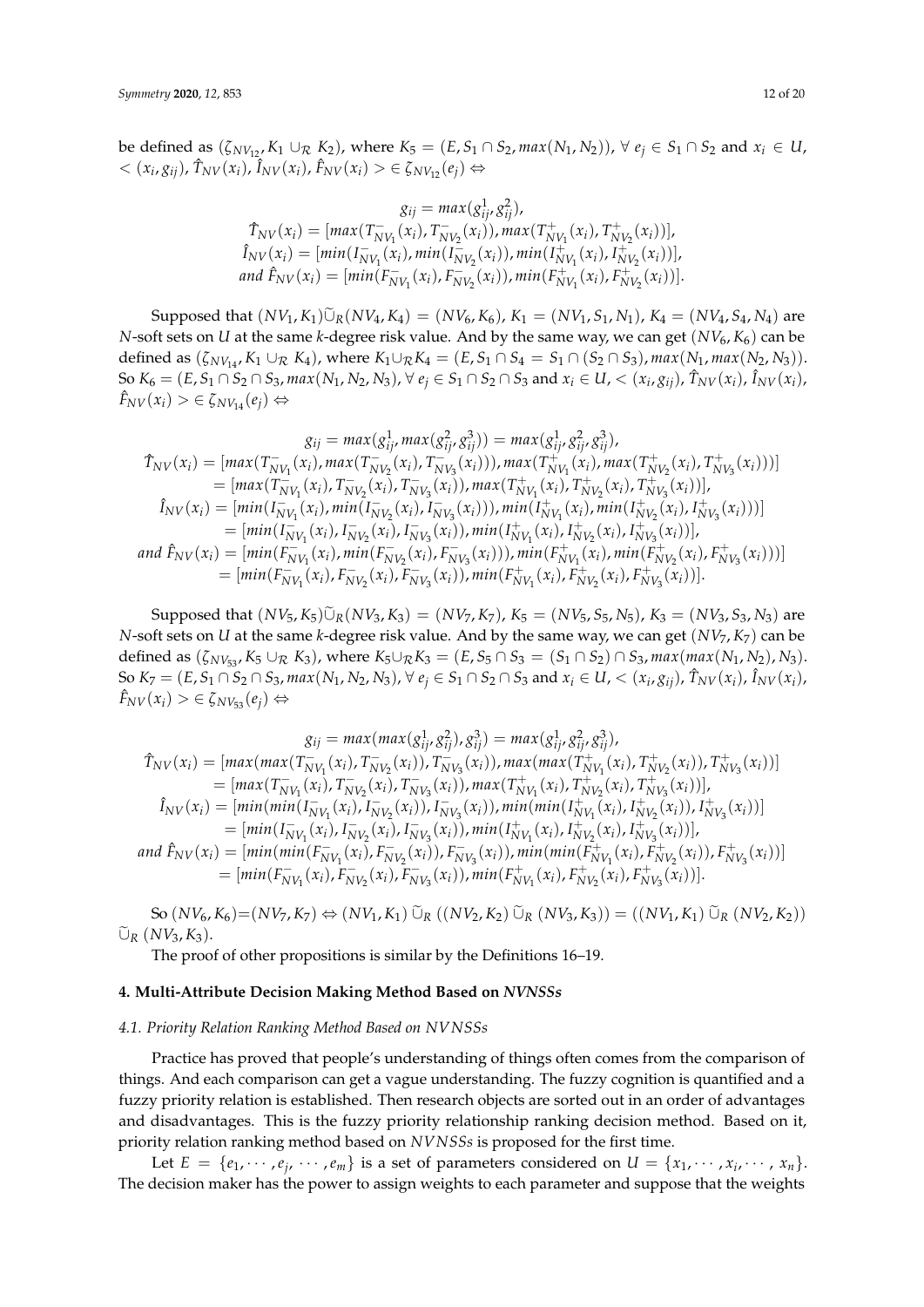be defined as $(\zeta_{NV_{12}}, K_1 \cup_{\mathcal{R}} K_2)$, where $K_5 = (E, S_1 \cap S_2, max(N_1, N_2))$, $\forall\, e_j \in S_1 \cap S_2$ and $x_i \in U$, $< (x_i, g_{ij}), \hat{T}_{NV}(x_i), \hat{I}_{NV}(x_i), \hat{F}_{NV}(x_i) > \in \zeta_{NV_{12}}(e_j) \Leftrightarrow$

$$
\begin{aligned}
g_{ij} &= max(g_{ij}^1, g_{ij}^2),\\
\hat{T}_{NV}(x_i) &= [max(T_{NV_1}^-(x_i), T_{NV_2}^-(x_i)), max(T_{NV_1}^+(x_i), T_{NV_2}^+(x_i))],\\
\hat{I}_{NV}(x_i) &= [min(I_{NV_1}^-(x_i), min(I_{NV_2}^-(x_i)), min(I_{NV_1}^+(x_i), I_{NV_2}^+(x_i))],\\
\text{and } \hat{F}_{NV}(x_i) &= [min(F_{NV_1}^-(x_i), F_{NV_2}^-(x_i)), min(F_{NV_1}^+(x_i), F_{NV_2}^+(x_i))].
\end{aligned}
$$

Supposed that $(NV_1, K_1)\widetilde{\cup}_R(NV_4, K_4) = (NV_6, K_6)$, $K_1 = (NV_1, S_1, N_1)$, $K_4 = (NV_4, S_4, N_4)$ are $N$-soft sets on $U$ at the same $k$-degree risk value. And by the same way, we can get $(NV_6, K_6)$ can be defined as $(\zeta_{NV_{14}}, K_1 \cup_{\mathcal{R}} K_4)$, where $K_1 \cup_{\mathcal{R}} K_4 = (E, S_1 \cap S_4 = S_1 \cap (S_2 \cap S_3), max(N_1, max(N_2, N_3))$. So $K_6 = (E, S_1 \cap S_2 \cap S_3, max(N_1, N_2, N_3)$, $\forall\, e_j \in S_1 \cap S_2 \cap S_3$ and $x_i \in U$, $< (x_i, g_{ij}), \hat{T}_{NV}(x_i), \hat{I}_{NV}(x_i), \hat{F}_{NV}(x_i) > \in \zeta_{NV_{14}}(e_j) \Leftrightarrow$

$$
\begin{aligned}
g_{ij} &= max(g_{ij}^1, max(g_{ij}^2, g_{ij}^3)) = max(g_{ij}^1, g_{ij}^2, g_{ij}^3),\\
\hat{T}_{NV}(x_i) &= [max(T_{NV_1}^-(x_i), max(T_{NV_2}^-(x_i), T_{NV_3}^-(x_i))), max(T_{NV_1}^+(x_i), max(T_{NV_2}^+(x_i), T_{NV_3}^+(x_i)))]\\
&= [max(T_{NV_1}^-(x_i), T_{NV_2}^-(x_i), T_{NV_3}^-(x_i)), max(T_{NV_1}^+(x_i), T_{NV_2}^+(x_i), T_{NV_3}^+(x_i))],\\
\hat{I}_{NV}(x_i) &= [min(I_{NV_1}^-(x_i), min(I_{NV_2}^-(x_i), I_{NV_3}^-(x_i))), min(I_{NV_1}^+(x_i), min(I_{NV_2}^+(x_i), I_{NV_3}^+(x_i)))]\\
&= [min(I_{NV_1}^-(x_i), I_{NV_2}^-(x_i), I_{NV_3}^-(x_i)), min(I_{NV_1}^+(x_i), I_{NV_2}^+(x_i), I_{NV_3}^+(x_i))],\\
\text{and } \hat{F}_{NV}(x_i) &= [min(F_{NV_1}^-(x_i), min(F_{NV_2}^-(x_i), F_{NV_3}^-(x_i))), min(F_{NV_1}^+(x_i), min(F_{NV_2}^+(x_i), F_{NV_3}^+(x_i)))]\\
&= [min(F_{NV_1}^-(x_i), F_{NV_2}^-(x_i), F_{NV_3}^-(x_i)), min(F_{NV_1}^+(x_i), F_{NV_2}^+(x_i), F_{NV_3}^+(x_i))].
\end{aligned}
$$

Supposed that $(NV_5, K_5)\widetilde{\cup}_R(NV_3, K_3) = (NV_7, K_7)$, $K_5 = (NV_5, S_5, N_5)$, $K_3 = (NV_3, S_3, N_3)$ are $N$-soft sets on $U$ at the same $k$-degree risk value. And by the same way, we can get $(NV_7, K_7)$ can be defined as $(\zeta_{NV_{53}}, K_5 \cup_{\mathcal{R}} K_3)$, where $K_5 \cup_{\mathcal{R}} K_3 = (E, S_5 \cap S_3 = (S_1 \cap S_2) \cap S_3, max(max(N_1, N_2), N_3)$. So $K_7 = (E, S_1 \cap S_2 \cap S_3, max(N_1, N_2, N_3)$, $\forall\, e_j \in S_1 \cap S_2 \cap S_3$ and $x_i \in U$, $< (x_i, g_{ij}), \hat{T}_{NV}(x_i), \hat{I}_{NV}(x_i), \hat{F}_{NV}(x_i) > \in \zeta_{NV_{53}}(e_j) \Leftrightarrow$

$$
\begin{aligned}
g_{ij} &= max(max(g_{ij}^1, g_{ij}^2), g_{ij}^3) = max(g_{ij}^1, g_{ij}^2, g_{ij}^3),\\
\hat{T}_{NV}(x_i) &= [max(max(T_{NV_1}^-(x_i), T_{NV_2}^-(x_i)), T_{NV_3}^-(x_i)), max(max(T_{NV_1}^+(x_i), T_{NV_2}^+(x_i)), T_{NV_3}^+(x_i))]\\
&= [max(T_{NV_1}^-(x_i), T_{NV_2}^-(x_i), T_{NV_3}^-(x_i)), max(T_{NV_1}^+(x_i), T_{NV_2}^+(x_i), T_{NV_3}^+(x_i))],\\
\hat{I}_{NV}(x_i) &= [min(min(I_{NV_1}^-(x_i), I_{NV_2}^-(x_i)), I_{NV_3}^-(x_i)), min(min(I_{NV_1}^+(x_i), I_{NV_2}^+(x_i)), I_{NV_3}^+(x_i))]\\
&= [min(I_{NV_1}^-(x_i), I_{NV_2}^-(x_i), I_{NV_3}^-(x_i)), min(I_{NV_1}^+(x_i), I_{NV_2}^+(x_i), I_{NV_3}^+(x_i))],\\
\text{and } \hat{F}_{NV}(x_i) &= [min(min(F_{NV_1}^-(x_i), F_{NV_2}^-(x_i)), F_{NV_3}^-(x_i)), min(min(F_{NV_1}^+(x_i), F_{NV_2}^+(x_i)), F_{NV_3}^+(x_i))]\\
&= [min(F_{NV_1}^-(x_i), F_{NV_2}^-(x_i), F_{NV_3}^-(x_i)), min(F_{NV_1}^+(x_i), F_{NV_2}^+(x_i), F_{NV_3}^+(x_i))].
\end{aligned}
$$

So $(NV_6, K_6) = (NV_7, K_7) \Leftrightarrow (NV_1, K_1)\ \widetilde{\cup}_R\ ((NV_2, K_2)\ \widetilde{\cup}_R\ (NV_3, K_3)) = ((NV_1, K_1)\ \widetilde{\cup}_R\ (NV_2, K_2))\ \widetilde{\cup}_R\ (NV_3, K_3)$.

The proof of other propositions is similar by the Definitions 16–19.

## 4. Multi-Attribute Decision Making Method Based on *NVNSSs*

### 4.1. Priority Relation Ranking Method Based on *NVNSSs*

Practice has proved that people's understanding of things often comes from the comparison of things. And each comparison can get a vague understanding. The fuzzy cognition is quantified and a fuzzy priority relation is established. Then research objects are sorted out in an order of advantages and disadvantages. This is the fuzzy priority relationship ranking decision method. Based on it, priority relation ranking method based on *NVNSSs* is proposed for the first time.

Let $E = \{e_1, \cdots, e_j, \cdots, e_m\}$ is a set of parameters considered on $U = \{x_1, \cdots, x_i, \cdots, x_n\}$. The decision maker has the power to assign weights to each parameter and suppose that the weights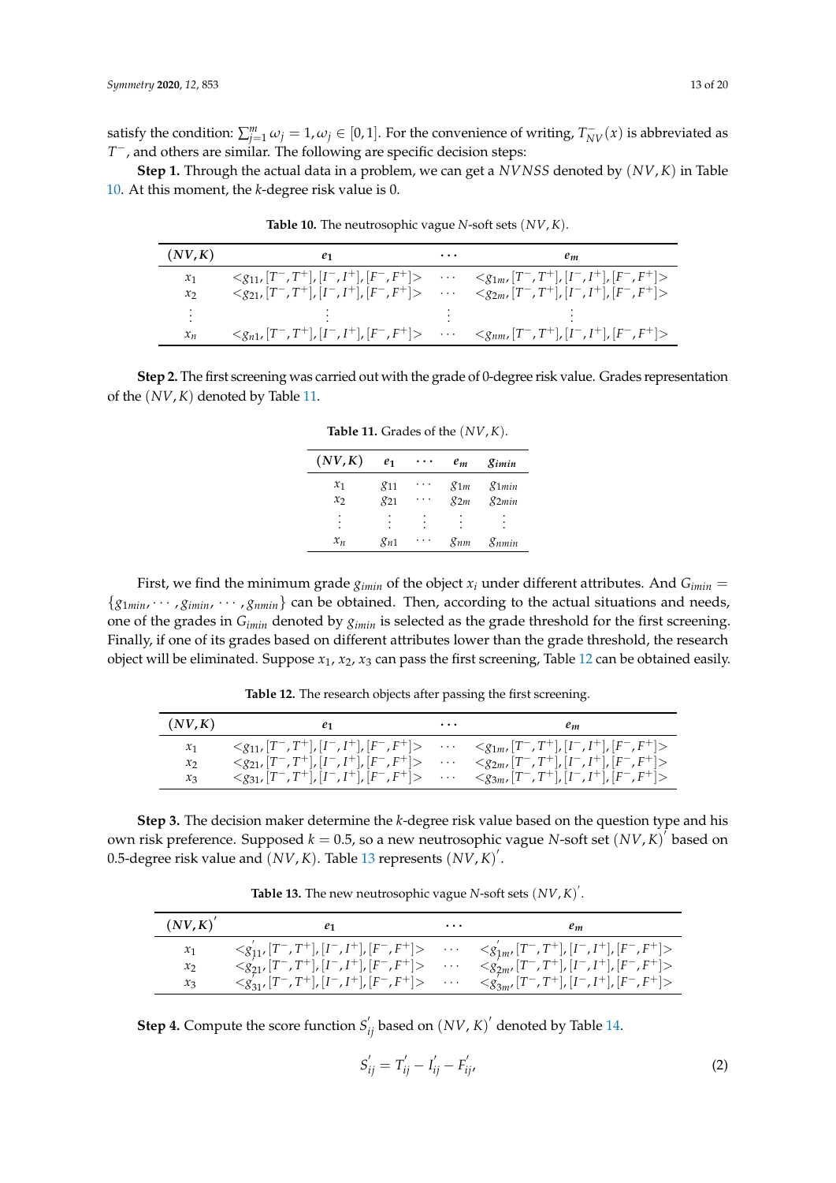satisfy the condition: $\sum_{j=1}^{m} \omega_j = 1, \omega_j \in [0,1]$. For the convenience of writing, $T^{-}_{NV}(x)$ is abbreviated as $T^{-}$, and others are similar. The following are specific decision steps:

**Step 1.** Through the actual data in a problem, we can get a $NVNSS$ denoted by $(NV, K)$ in Table 10. At this moment, the $k$-degree risk value is 0.

**Table 10.** The neutrosophic vague $N$-soft sets $(NV, K)$.

| $(NV,K)$ | $e_1$ | $\cdots$ | $e_m$ |
|---|---|---|---|
| $x_1$ | $<g_{11}, [T^-,T^+], [I^-,I^+], [F^-,F^+]>$ | $\cdots$ | $<g_{1m}, [T^-,T^+], [I^-,I^+], [F^-,F^+]>$ |
| $x_2$ | $<g_{21}, [T^-,T^+], [I^-,I^+], [F^-,F^+]>$ | $\cdots$ | $<g_{2m}, [T^-,T^+], [I^-,I^+], [F^-,F^+]>$ |
| $\vdots$ | $\vdots$ | $\vdots$ | $\vdots$ |
| $x_n$ | $<g_{n1}, [T^-,T^+], [I^-,I^+], [F^-,F^+]>$ | $\cdots$ | $<g_{nm}, [T^-,T^+], [I^-,I^+], [F^-,F^+]>$ |

**Step 2.** The first screening was carried out with the grade of 0-degree risk value. Grades representation of the $(NV, K)$ denoted by Table 11.

**Table 11.** Grades of the $(NV, K)$.

| $(NV,K)$ | $e_1$ | $\cdots$ | $e_m$ | $g_{imin}$ |
|---|---|---|---|---|
| $x_1$ | $g_{11}$ | $\cdots$ | $g_{1m}$ | $g_{1min}$ |
| $x_2$ | $g_{21}$ | $\cdots$ | $g_{2m}$ | $g_{2min}$ |
| $\vdots$ | $\vdots$ | $\vdots$ | $\vdots$ | $\vdots$ |
| $x_n$ | $g_{n1}$ | $\cdots$ | $g_{nm}$ | $g_{nmin}$ |

First, we find the minimum grade $g_{imin}$ of the object $x_i$ under different attributes. And $G_{imin} = \{g_{1min}, \cdots, g_{imin}, \cdots, g_{nmin}\}$ can be obtained. Then, according to the actual situations and needs, one of the grades in $G_{imin}$ denoted by $g_{imin}$ is selected as the grade threshold for the first screening. Finally, if one of its grades based on different attributes lower than the grade threshold, the research object will be eliminated. Suppose $x_1$, $x_2$, $x_3$ can pass the first screening, Table 12 can be obtained easily.

**Table 12.** The research objects after passing the first screening.

| $(NV,K)$ | $e_1$ | $\cdots$ | $e_m$ |
|---|---|---|---|
| $x_1$ | $<g_{11}, [T^-,T^+], [I^-,I^+], [F^-,F^+]>$ | $\cdots$ | $<g_{1m}, [T^-,T^+], [I^-,I^+], [F^-,F^+]>$ |
| $x_2$ | $<g_{21}, [T^-,T^+], [I^-,I^+], [F^-,F^+]>$ | $\cdots$ | $<g_{2m}, [T^-,T^+], [I^-,I^+], [F^-,F^+]>$ |
| $x_3$ | $<g_{31}, [T^-,T^+], [I^-,I^+], [F^-,F^+]>$ | $\cdots$ | $<g_{3m}, [T^-,T^+], [I^-,I^+], [F^-,F^+]>$ |

**Step 3.** The decision maker determine the $k$-degree risk value based on the question type and his own risk preference. Supposed $k = 0.5$, so a new neutrosophic vague $N$-soft set $(NV, K)'$ based on 0.5-degree risk value and $(NV, K)$. Table 13 represents $(NV, K)'$.

**Table 13.** The new neutrosophic vague $N$-soft sets $(NV, K)'$.

| $(NV,K)'$ | $e_1$ | $\cdots$ | $e_m$ |
|---|---|---|---|
| $x_1$ | $<g'_{11}, [T^-,T^+], [I^-,I^+], [F^-,F^+]>$ | $\cdots$ | $<g'_{1m}, [T^-,T^+], [I^-,I^+], [F^-,F^+]>$ |
| $x_2$ | $<g'_{21}, [T^-,T^+], [I^-,I^+], [F^-,F^+]>$ | $\cdots$ | $<g'_{2m}, [T^-,T^+], [I^-,I^+], [F^-,F^+]>$ |
| $x_3$ | $<g'_{31}, [T^-,T^+], [I^-,I^+], [F^-,F^+]>$ | $\cdots$ | $<g'_{3m}, [T^-,T^+], [I^-,I^+], [F^-,F^+]>$ |

**Step 4.** Compute the score function $S'_{ij}$ based on $(NV, K)'$ denoted by Table 14.

$$S'_{ij} = T'_{ij} - I'_{ij} - F'_{ij}, \tag{2}$$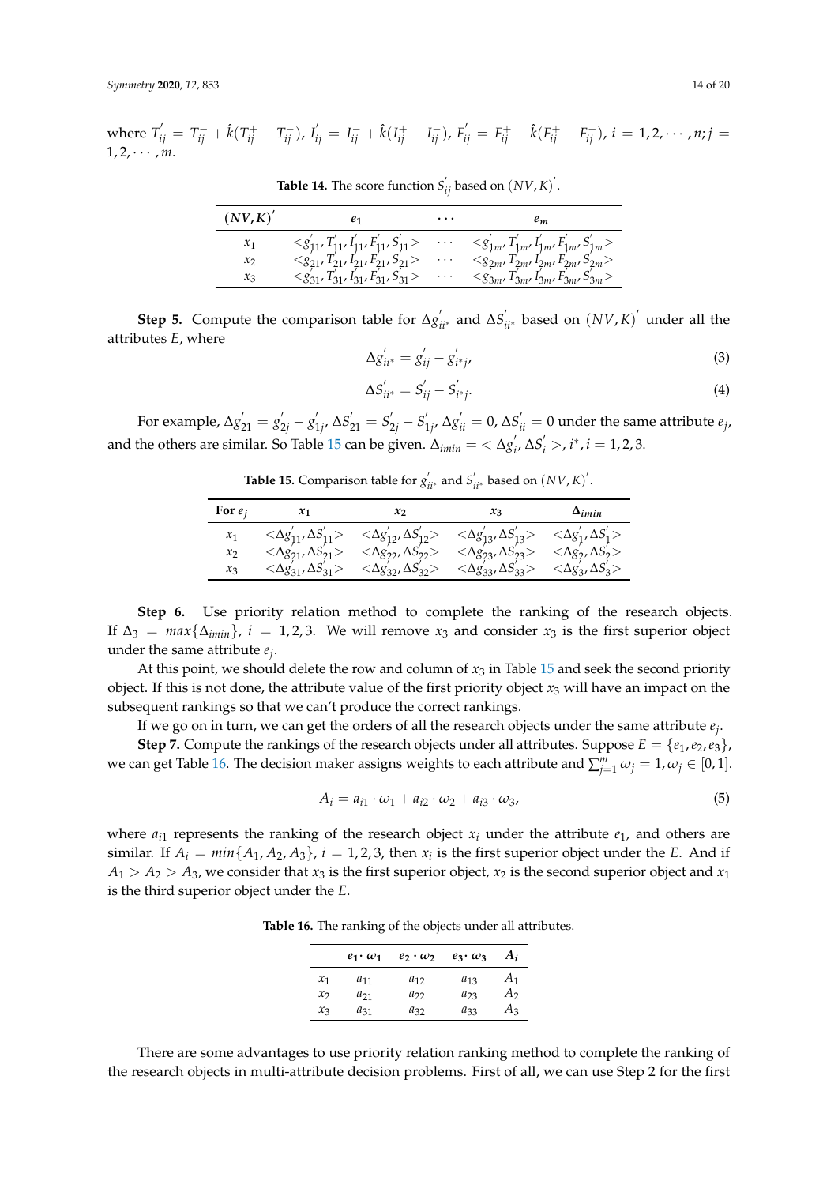where $T'_{ij} = T^-_{ij} + \hat{k}(T^+_{ij} - T^-_{ij})$, $I'_{ij} = I^-_{ij} + \hat{k}(I^+_{ij} - I^-_{ij})$, $F'_{ij} = F^+_{ij} - \hat{k}(F^+_{ij} - F^-_{ij})$, $i = 1, 2, \cdots, n; j = 1, 2, \cdots, m$.

**Table 14.** The score function $S'_{ij}$ based on $(NV, K)'$.

| $(NV,K)'$ | $e_1$ | $\cdots$ | $e_m$ |
|---|---|---|---|
| $x_1$ | $<g'_{11}, T'_{11}, I'_{11}, F'_{11}, S'_{11}>$ | $\cdots$ | $<g'_{1m}, T'_{1m}, I'_{1m}, F'_{1m}, S'_{1m}>$ |
| $x_2$ | $<g'_{21}, T'_{21}, I'_{21}, F'_{21}, S'_{21}>$ | $\cdots$ | $<g'_{2m}, T'_{2m}, I'_{2m}, F'_{2m}, S'_{2m}>$ |
| $x_3$ | $<g'_{31}, T'_{31}, I'_{31}, F'_{31}, S'_{31}>$ | $\cdots$ | $<g'_{3m}, T'_{3m}, I'_{3m}, F'_{3m}, S'_{3m}>$ |

**Step 5.** Compute the comparison table for $\Delta g'_{ii^*}$ and $\Delta S'_{ii^*}$ based on $(NV, K)'$ under all the attributes $E$, where

$$\Delta g'_{ii^*} = g'_{ij} - g'_{i^*j}, \tag{3}$$

$$\Delta S'_{ii^*} = S'_{ij} - S'_{i^*j}. \tag{4}$$

For example, $\Delta g'_{21} = g'_{2j} - g'_{1j}$, $\Delta S'_{21} = S'_{2j} - S'_{1j}$, $\Delta g'_{ii} = 0$, $\Delta S'_{ii} = 0$ under the same attribute $e_j$, and the others are similar. So Table 15 can be given. $\Delta_{imin} = <\Delta g'_i, \Delta S'_i>$, $i^*, i = 1, 2, 3$.

**Table 15.** Comparison table for $g'_{ii^*}$ and $S'_{ii^*}$ based on $(NV, K)'$.

| For $e_j$ | $x_1$ | $x_2$ | $x_3$ | $\Delta_{imin}$ |
|---|---|---|---|---|
| $x_1$ | $<\Delta g'_{11}, \Delta S'_{11}>$ | $<\Delta g'_{12}, \Delta S'_{12}>$ | $<\Delta g'_{13}, \Delta S'_{13}>$ | $<\Delta g'_1, \Delta S'_1>$ |
| $x_2$ | $<\Delta g'_{21}, \Delta S'_{21}>$ | $<\Delta g'_{22}, \Delta S'_{22}>$ | $<\Delta g'_{23}, \Delta S'_{23}>$ | $<\Delta g'_2, \Delta S'_2>$ |
| $x_3$ | $<\Delta g'_{31}, \Delta S'_{31}>$ | $<\Delta g'_{32}, \Delta S'_{32}>$ | $<\Delta g'_{33}, \Delta S'_{33}>$ | $<\Delta g'_3, \Delta S'_3>$ |

**Step 6.** Use priority relation method to complete the ranking of the research objects. If $\Delta_3 = max\{\Delta_{imin}\}$, $i = 1, 2, 3$. We will remove $x_3$ and consider $x_3$ is the first superior object under the same attribute $e_j$.

At this point, we should delete the row and column of $x_3$ in Table 15 and seek the second priority object. If this is not done, the attribute value of the first priority object $x_3$ will have an impact on the subsequent rankings so that we can't produce the correct rankings.

If we go on in turn, we can get the orders of all the research objects under the same attribute $e_j$.

**Step 7.** Compute the rankings of the research objects under all attributes. Suppose $E = \{e_1, e_2, e_3\}$, we can get Table 16. The decision maker assigns weights to each attribute and $\sum_{j=1}^{m} \omega_j = 1, \omega_j \in [0, 1]$.

$$A_i = a_{i1} \cdot \omega_1 + a_{i2} \cdot \omega_2 + a_{i3} \cdot \omega_3, \tag{5}$$

where $a_{i1}$ represents the ranking of the research object $x_i$ under the attribute $e_1$, and others are similar. If $A_i = min\{A_1, A_2, A_3\}$, $i = 1, 2, 3$, then $x_i$ is the first superior object under the $E$. And if $A_1 > A_2 > A_3$, we consider that $x_3$ is the first superior object, $x_2$ is the second superior object and $x_1$ is the third superior object under the $E$.

**Table 16.** The ranking of the objects under all attributes.

| | $e_1 \cdot \omega_1$ | $e_2 \cdot \omega_2$ | $e_3 \cdot \omega_3$ | $A_i$ |
|---|---|---|---|---|
| $x_1$ | $a_{11}$ | $a_{12}$ | $a_{13}$ | $A_1$ |
| $x_2$ | $a_{21}$ | $a_{22}$ | $a_{23}$ | $A_2$ |
| $x_3$ | $a_{31}$ | $a_{32}$ | $a_{33}$ | $A_3$ |

There are some advantages to use priority relation ranking method to complete the ranking of the research objects in multi-attribute decision problems. First of all, we can use Step 2 for the first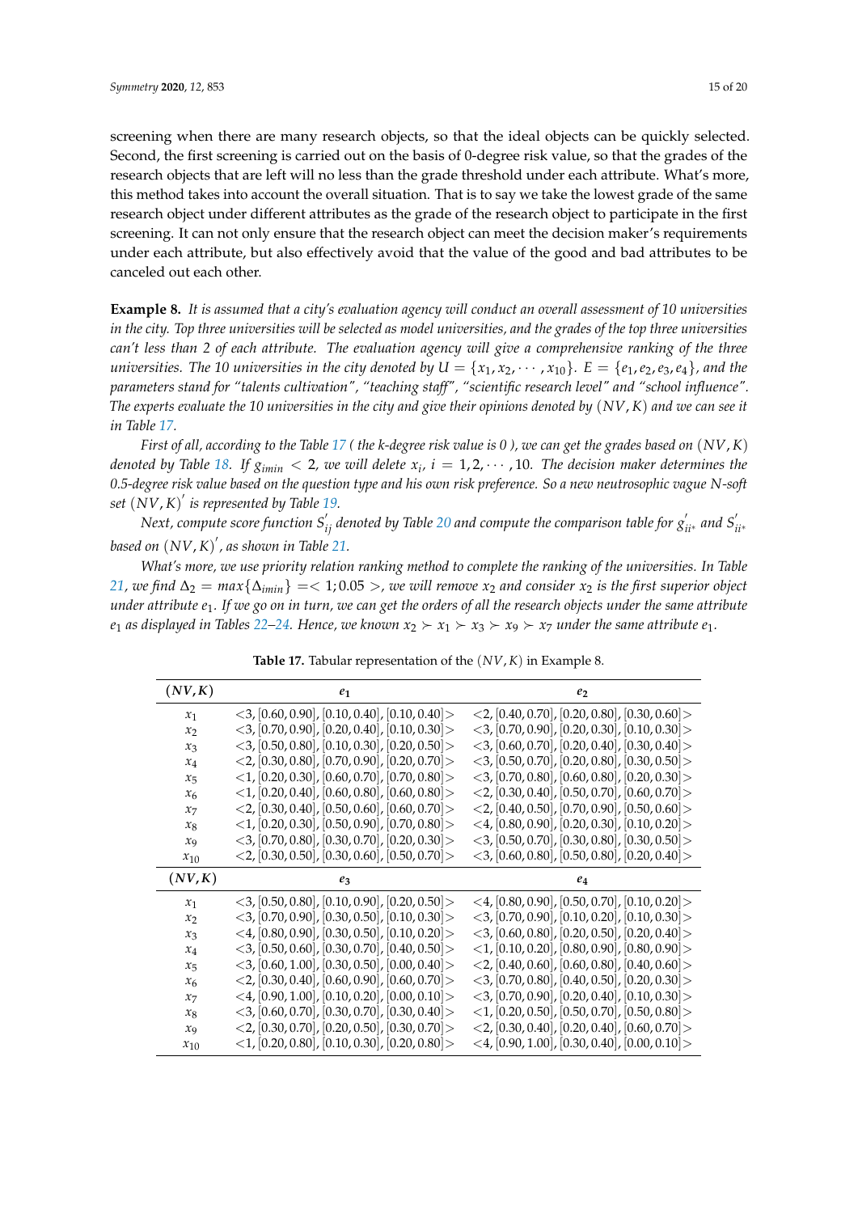screening when there are many research objects, so that the ideal objects can be quickly selected. Second, the first screening is carried out on the basis of 0-degree risk value, so that the grades of the research objects that are left will no less than the grade threshold under each attribute. What's more, this method takes into account the overall situation. That is to say we take the lowest grade of the same research object under different attributes as the grade of the research object to participate in the first screening. It can not only ensure that the research object can meet the decision maker's requirements under each attribute, but also effectively avoid that the value of the good and bad attributes to be canceled out each other.

**Example 8.** *It is assumed that a city's evaluation agency will conduct an overall assessment of 10 universities in the city. Top three universities will be selected as model universities, and the grades of the top three universities can't less than 2 of each attribute. The evaluation agency will give a comprehensive ranking of the three universities. The 10 universities in the city denoted by $U = \{x_1, x_2, \cdots, x_{10}\}$. $E = \{e_1, e_2, e_3, e_4\}$, and the parameters stand for "talents cultivation", "teaching staff", "scientific research level" and "school influence". The experts evaluate the 10 universities in the city and give their opinions denoted by $(NV, K)$ and we can see it in Table 17.*

*First of all, according to the Table 17 ( the k-degree risk value is 0 ), we can get the grades based on $(NV, K)$ denoted by Table 18. If $g_{imin} < 2$, we will delete $x_i$, $i = 1, 2, \cdots, 10$. The decision maker determines the 0.5-degree risk value based on the question type and his own risk preference. So a new neutrosophic vague N-soft set $(NV, K)'$ is represented by Table 19.*

*Next, compute score function $S'_{ij}$ denoted by Table 20 and compute the comparison table for $g'_{ii^*}$ and $S'_{ii^*}$ based on $(NV, K)'$, as shown in Table 21.*

*What's more, we use priority relation ranking method to complete the ranking of the universities. In Table 21, we find $\Delta_2 = max\{\Delta_{imin}\} =< 1; 0.05 >$, we will remove $x_2$ and consider $x_2$ is the first superior object under attribute $e_1$. If we go on in turn, we can get the orders of all the research objects under the same attribute $e_1$ as displayed in Tables 22–24. Hence, we known $x_2 \succ x_1 \succ x_3 \succ x_9 \succ x_7$ under the same attribute $e_1$.*

**Table 17.** Tabular representation of the $(NV, K)$ in Example 8.

| $(NV,K)$ | $e_1$ | $e_2$ |
|---|---|---|
| $x_1$ | $<3, [0.60, 0.90], [0.10, 0.40], [0.10, 0.40]>$ | $<2, [0.40, 0.70], [0.20, 0.80], [0.30, 0.60]>$ |
| $x_2$ | $<3, [0.70, 0.90], [0.20, 0.40], [0.10, 0.30]>$ | $<3, [0.70, 0.90], [0.20, 0.30], [0.10, 0.30]>$ |
| $x_3$ | $<3, [0.50, 0.80], [0.10, 0.30], [0.20, 0.50]>$ | $<3, [0.60, 0.70], [0.20, 0.40], [0.30, 0.40]>$ |
| $x_4$ | $<2, [0.30, 0.80], [0.70, 0.90], [0.20, 0.70]>$ | $<3, [0.50, 0.70], [0.20, 0.80], [0.30, 0.50]>$ |
| $x_5$ | $<1, [0.20, 0.30], [0.60, 0.70], [0.70, 0.80]>$ | $<3, [0.70, 0.80], [0.60, 0.80], [0.20, 0.30]>$ |
| $x_6$ | $<1, [0.20, 0.40], [0.60, 0.80], [0.60, 0.80]>$ | $<2, [0.30, 0.40], [0.50, 0.70], [0.60, 0.70]>$ |
| $x_7$ | $<2, [0.30, 0.40], [0.50, 0.60], [0.60, 0.70]>$ | $<2, [0.40, 0.50], [0.70, 0.90], [0.50, 0.60]>$ |
| $x_8$ | $<1, [0.20, 0.30], [0.50, 0.90], [0.70, 0.80]>$ | $<4, [0.80, 0.90], [0.20, 0.30], [0.10, 0.20]>$ |
| $x_9$ | $<3, [0.70, 0.80], [0.30, 0.70], [0.20, 0.30]>$ | $<3, [0.50, 0.70], [0.30, 0.80], [0.30, 0.50]>$ |
| $x_{10}$ | $<2, [0.30, 0.50], [0.30, 0.60], [0.50, 0.70]>$ | $<3, [0.60, 0.80], [0.50, 0.80], [0.20, 0.40]>$ |
| $(NV,K)$ | $e_3$ | $e_4$ |
| $x_1$ | $<3, [0.50, 0.80], [0.10, 0.90], [0.20, 0.50]>$ | $<4, [0.80, 0.90], [0.50, 0.70], [0.10, 0.20]>$ |
| $x_2$ | $<3, [0.70, 0.90], [0.30, 0.50], [0.10, 0.30]>$ | $<3, [0.70, 0.90], [0.10, 0.20], [0.10, 0.30]>$ |
| $x_3$ | $<4, [0.80, 0.90], [0.30, 0.50], [0.10, 0.20]>$ | $<3, [0.60, 0.80], [0.20, 0.50], [0.20, 0.40]>$ |
| $x_4$ | $<3, [0.50, 0.60], [0.30, 0.70], [0.40, 0.50]>$ | $<1, [0.10, 0.20], [0.80, 0.90], [0.80, 0.90]>$ |
| $x_5$ | $<3, [0.60, 1.00], [0.30, 0.50], [0.00, 0.40]>$ | $<2, [0.40, 0.60], [0.60, 0.80], [0.40, 0.60]>$ |
| $x_6$ | $<2, [0.30, 0.40], [0.60, 0.90], [0.60, 0.70]>$ | $<3, [0.70, 0.80], [0.40, 0.50], [0.20, 0.30]>$ |
| $x_7$ | $<4, [0.90, 1.00], [0.10, 0.20], [0.00, 0.10]>$ | $<3, [0.70, 0.90], [0.20, 0.40], [0.10, 0.30]>$ |
| $x_8$ | $<3, [0.60, 0.70], [0.30, 0.70], [0.30, 0.40]>$ | $<1, [0.20, 0.50], [0.50, 0.70], [0.50, 0.80]>$ |
| $x_9$ | $<2, [0.30, 0.70], [0.20, 0.50], [0.30, 0.70]>$ | $<2, [0.30, 0.40], [0.20, 0.40], [0.60, 0.70]>$ |
| $x_{10}$ | $<1, [0.20, 0.80], [0.10, 0.30], [0.20, 0.80]>$ | $<4, [0.90, 1.00], [0.30, 0.40], [0.00, 0.10]>$ |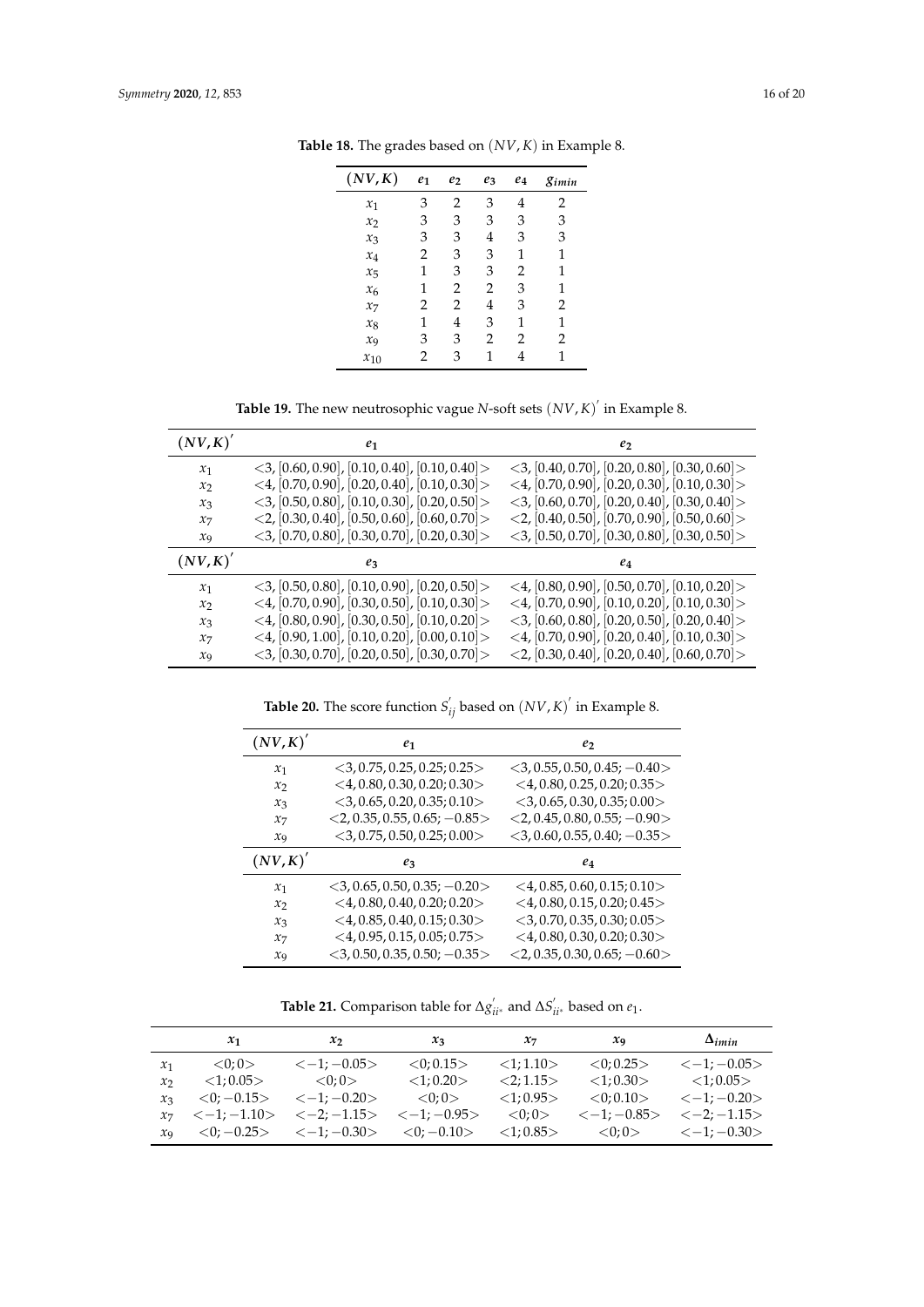**Table 18.** The grades based on $(NV, K)$ in Example 8.

| $(NV,K)$ | $e_1$ | $e_2$ | $e_3$ | $e_4$ | $g_{imin}$ |
|---|---|---|---|---|---|
| $x_1$ | 3 | 2 | 3 | 4 | 2 |
| $x_2$ | 3 | 3 | 3 | 3 | 3 |
| $x_3$ | 3 | 3 | 4 | 3 | 3 |
| $x_4$ | 2 | 3 | 3 | 1 | 1 |
| $x_5$ | 1 | 3 | 3 | 2 | 1 |
| $x_6$ | 1 | 2 | 2 | 3 | 1 |
| $x_7$ | 2 | 2 | 4 | 3 | 2 |
| $x_8$ | 1 | 4 | 3 | 1 | 1 |
| $x_9$ | 3 | 3 | 2 | 2 | 2 |
| $x_{10}$ | 2 | 3 | 1 | 4 | 1 |

**Table 19.** The new neutrosophic vague $N$-soft sets $(NV, K)'$ in Example 8.

| $(NV,K)'$ | $e_1$ | $e_2$ |
|---|---|---|
| $x_1$ | $<3, [0.60, 0.90], [0.10, 0.40], [0.10, 0.40]>$ | $<3, [0.40, 0.70], [0.20, 0.80], [0.30, 0.60]>$ |
| $x_2$ | $<4, [0.70, 0.90], [0.20, 0.40], [0.10, 0.30]>$ | $<4, [0.70, 0.90], [0.20, 0.30], [0.10, 0.30]>$ |
| $x_3$ | $<3, [0.50, 0.80], [0.10, 0.30], [0.20, 0.50]>$ | $<3, [0.60, 0.70], [0.20, 0.40], [0.30, 0.40]>$ |
| $x_7$ | $<2, [0.30, 0.40], [0.50, 0.60], [0.60, 0.70]>$ | $<2, [0.40, 0.50], [0.70, 0.90], [0.50, 0.60]>$ |
| $x_9$ | $<3, [0.70, 0.80], [0.30, 0.70], [0.20, 0.30]>$ | $<3, [0.50, 0.70], [0.30, 0.80], [0.30, 0.50]>$ |
| $(NV,K)'$ | $e_3$ | $e_4$ |
| $x_1$ | $<3, [0.50, 0.80], [0.10, 0.90], [0.20, 0.50]>$ | $<4, [0.80, 0.90], [0.50, 0.70], [0.10, 0.20]>$ |
| $x_2$ | $<4, [0.70, 0.90], [0.30, 0.50], [0.10, 0.30]>$ | $<4, [0.70, 0.90], [0.10, 0.20], [0.10, 0.30]>$ |
| $x_3$ | $<4, [0.80, 0.90], [0.30, 0.50], [0.10, 0.20]>$ | $<3, [0.60, 0.80], [0.20, 0.50], [0.20, 0.40]>$ |
| $x_7$ | $<4, [0.90, 1.00], [0.10, 0.20], [0.00, 0.10]>$ | $<4, [0.70, 0.90], [0.20, 0.40], [0.10, 0.30]>$ |
| $x_9$ | $<3, [0.30, 0.70], [0.20, 0.50], [0.30, 0.70]>$ | $<2, [0.30, 0.40], [0.20, 0.40], [0.60, 0.70]>$ |

**Table 20.** The score function $S'_{ij}$ based on $(NV, K)'$ in Example 8.

| $(NV,K)'$ | $e_1$ | $e_2$ |
|---|---|---|
| $x_1$ | $<3, 0.75, 0.25, 0.25; 0.25>$ | $<3, 0.55, 0.50, 0.45; -0.40>$ |
| $x_2$ | $<4, 0.80, 0.30, 0.20; 0.30>$ | $<4, 0.80, 0.25, 0.20; 0.35>$ |
| $x_3$ | $<3, 0.65, 0.20, 0.35; 0.10>$ | $<3, 0.65, 0.30, 0.35; 0.00>$ |
| $x_7$ | $<2, 0.35, 0.55, 0.65; -0.85>$ | $<2, 0.45, 0.80, 0.55; -0.90>$ |
| $x_9$ | $<3, 0.75, 0.50, 0.25; 0.00>$ | $<3, 0.60, 0.55, 0.40; -0.35>$ |
| $(NV,K)'$ | $e_3$ | $e_4$ |
| $x_1$ | $<3, 0.65, 0.50, 0.35; -0.20>$ | $<4, 0.85, 0.60, 0.15; 0.10>$ |
| $x_2$ | $<4, 0.80, 0.40, 0.20; 0.20>$ | $<4, 0.80, 0.15, 0.20; 0.45>$ |
| $x_3$ | $<4, 0.85, 0.40, 0.15; 0.30>$ | $<3, 0.70, 0.35, 0.30; 0.05>$ |
| $x_7$ | $<4, 0.95, 0.15, 0.05; 0.75>$ | $<4, 0.80, 0.30, 0.20; 0.30>$ |
| $x_9$ | $<3, 0.50, 0.35, 0.50; -0.35>$ | $<2, 0.35, 0.30, 0.65; -0.60>$ |

**Table 21.** Comparison table for $\Delta g'_{ii^*}$ and $\Delta S'_{ii^*}$ based on $e_1$.

| | $x_1$ | $x_2$ | $x_3$ | $x_7$ | $x_9$ | $\Delta_{imin}$ |
|---|---|---|---|---|---|---|
| $x_1$ | $<0; 0>$ | $<-1; -0.05>$ | $<0; 0.15>$ | $<1; 1.10>$ | $<0; 0.25>$ | $<-1; -0.05>$ |
| $x_2$ | $<1; 0.05>$ | $<0; 0>$ | $<1; 0.20>$ | $<2; 1.15>$ | $<1; 0.30>$ | $<1; 0.05>$ |
| $x_3$ | $<0; -0.15>$ | $<-1; -0.20>$ | $<0; 0>$ | $<1; 0.95>$ | $<0; 0.10>$ | $<-1; -0.20>$ |
| $x_7$ | $<-1; -1.10>$ | $<-2; -1.15>$ | $<-1; -0.95>$ | $<0; 0>$ | $<-1; -0.85>$ | $<-2; -1.15>$ |
| $x_9$ | $<0; -0.25>$ | $<-1; -0.30>$ | $<0; -0.10>$ | $<1; 0.85>$ | $<0; 0>$ | $<-1; -0.30>$ |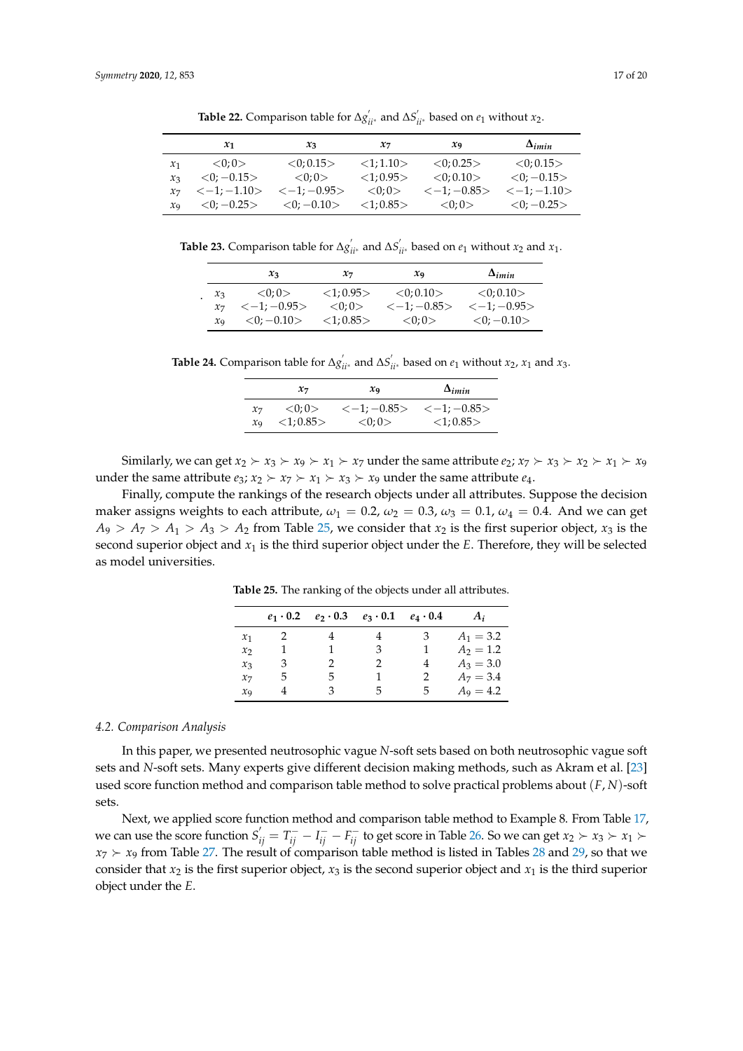**Table 22.** Comparison table for $\Delta g^{'}_{ii^*}$ and $\Delta S^{'}_{ii^*}$ based on $e_1$ without $x_2$.

| | $x_1$ | $x_3$ | $x_7$ | $x_9$ | $\Delta_{imin}$ |
|---|---|---|---|---|---|
| $x_1$ | $<0;0>$ | $<0;0.15>$ | $<1;1.10>$ | $<0;0.25>$ | $<0;0.15>$ |
| $x_3$ | $<0;-0.15>$ | $<0;0>$ | $<1;0.95>$ | $<0;0.10>$ | $<0;-0.15>$ |
| $x_7$ | $<-1;-1.10>$ | $<-1;-0.95>$ | $<0;0>$ | $<-1;-0.85>$ | $<-1;-1.10>$ |
| $x_9$ | $<0;-0.25>$ | $<0;-0.10>$ | $<1;0.85>$ | $<0;0>$ | $<0;-0.25>$ |

**Table 23.** Comparison table for $\Delta g^{'}_{ii^*}$ and $\Delta S^{'}_{ii^*}$ based on $e_1$ without $x_2$ and $x_1$.

| | $x_3$ | $x_7$ | $x_9$ | $\Delta_{imin}$ |
|---|---|---|---|---|
| $x_3$ | $<0;0>$ | $<1;0.95>$ | $<0;0.10>$ | $<0;0.10>$ |
| $x_7$ | $<-1;-0.95>$ | $<0;0>$ | $<-1;-0.85>$ | $<-1;-0.95>$ |
| $x_9$ | $<0;-0.10>$ | $<1;0.85>$ | $<0;0>$ | $<0;-0.10>$ |

**Table 24.** Comparison table for $\Delta g^{'}_{ii^*}$ and $\Delta S^{'}_{ii^*}$ based on $e_1$ without $x_2$, $x_1$ and $x_3$.

| | $x_7$ | $x_9$ | $\Delta_{imin}$ |
|---|---|---|---|
| $x_7$ | $<0;0>$ | $<-1;-0.85>$ | $<-1;-0.85>$ |
| $x_9$ | $<1;0.85>$ | $<0;0>$ | $<1;0.85>$ |

Similarly, we can get $x_2 \succ x_3 \succ x_9 \succ x_1 \succ x_7$ under the same attribute $e_2$; $x_7 \succ x_3 \succ x_2 \succ x_1 \succ x_9$ under the same attribute $e_3$; $x_2 \succ x_7 \succ x_1 \succ x_3 \succ x_9$ under the same attribute $e_4$.

Finally, compute the rankings of the research objects under all attributes. Suppose the decision maker assigns weights to each attribute, $\omega_1 = 0.2$, $\omega_2 = 0.3$, $\omega_3 = 0.1$, $\omega_4 = 0.4$. And we can get $A_9 > A_7 > A_1 > A_3 > A_2$ from Table 25, we consider that $x_2$ is the first superior object, $x_3$ is the second superior object and $x_1$ is the third superior object under the $E$. Therefore, they will be selected as model universities.

**Table 25.** The ranking of the objects under all attributes.

| | $e_1 \cdot 0.2$ | $e_2 \cdot 0.3$ | $e_3 \cdot 0.1$ | $e_4 \cdot 0.4$ | $A_i$ |
|---|---|---|---|---|---|
| $x_1$ | 2 | 4 | 4 | 3 | $A_1 = 3.2$ |
| $x_2$ | 1 | 1 | 3 | 1 | $A_2 = 1.2$ |
| $x_3$ | 3 | 2 | 2 | 4 | $A_3 = 3.0$ |
| $x_7$ | 5 | 5 | 1 | 2 | $A_7 = 3.4$ |
| $x_9$ | 4 | 3 | 5 | 5 | $A_9 = 4.2$ |

### *4.2. Comparison Analysis*

In this paper, we presented neutrosophic vague $N$-soft sets based on both neutrosophic vague soft sets and $N$-soft sets. Many experts give different decision making methods, such as Akram et al. [23] used score function method and comparison table method to solve practical problems about $(F, N)$-soft sets.

Next, we applied score function method and comparison table method to Example 8. From Table 17, we can use the score function $S^{'}_{ij} = T^{-}_{ij} - I^{-}_{ij} - F^{-}_{ij}$ to get score in Table 26. So we can get $x_2 \succ x_3 \succ x_1 \succ x_7 \succ x_9$ from Table 27. The result of comparison table method is listed in Tables 28 and 29, so that we consider that $x_2$ is the first superior object, $x_3$ is the second superior object and $x_1$ is the third superior object under the $E$.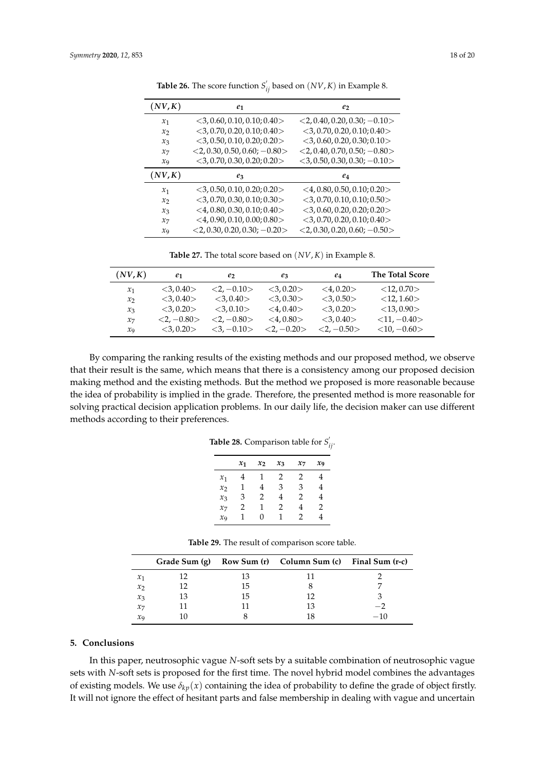**Table 26.** The score function $S'_{ij}$ based on $(NV, K)$ in Example 8.

| $(NV, K)$ | $e_1$ | $e_2$ |
|---|---|---|
| $x_1$ | $<3, 0.60, 0.10, 0.10; 0.40>$ | $<2, 0.40, 0.20, 0.30; -0.10>$ |
| $x_2$ | $<3, 0.70, 0.20, 0.10; 0.40>$ | $<3, 0.70, 0.20, 0.10; 0.40>$ |
| $x_3$ | $<3, 0.50, 0.10, 0.20; 0.20>$ | $<3, 0.60, 0.20, 0.30; 0.10>$ |
| $x_7$ | $<2, 0.30, 0.50, 0.60; -0.80>$ | $<2, 0.40, 0.70, 0.50; -0.80>$ |
| $x_9$ | $<3, 0.70, 0.30, 0.20; 0.20>$ | $<3, 0.50, 0.30, 0.30; -0.10>$ |
| $(NV, K)$ | $e_3$ | $e_4$ |
| $x_1$ | $<3, 0.50, 0.10, 0.20; 0.20>$ | $<4, 0.80, 0.50, 0.10; 0.20>$ |
| $x_2$ | $<3, 0.70, 0.30, 0.10; 0.30>$ | $<3, 0.70, 0.10, 0.10; 0.50>$ |
| $x_3$ | $<4, 0.80, 0.30, 0.10; 0.40>$ | $<3, 0.60, 0.20, 0.20; 0.20>$ |
| $x_7$ | $<4, 0.90, 0.10, 0.00; 0.80>$ | $<3, 0.70, 0.20, 0.10; 0.40>$ |
| $x_9$ | $<2, 0.30, 0.20, 0.30; -0.20>$ | $<2, 0.30, 0.20, 0.60; -0.50>$ |

**Table 27.** The total score based on $(NV, K)$ in Example 8.

| $(NV, K)$ | $e_1$ | $e_2$ | $e_3$ | $e_4$ | **The Total Score** |
|---|---|---|---|---|---|
| $x_1$ | $<3, 0.40>$ | $<2, -0.10>$ | $<3, 0.20>$ | $<4, 0.20>$ | $<12, 0.70>$ |
| $x_2$ | $<3, 0.40>$ | $<3, 0.40>$ | $<3, 0.30>$ | $<3, 0.50>$ | $<12, 1.60>$ |
| $x_3$ | $<3, 0.20>$ | $<3, 0.10>$ | $<4, 0.40>$ | $<3, 0.20>$ | $<13, 0.90>$ |
| $x_7$ | $<2, -0.80>$ | $<2, -0.80>$ | $<4, 0.80>$ | $<3, 0.40>$ | $<11, -0.40>$ |
| $x_9$ | $<3, 0.20>$ | $<3, -0.10>$ | $<2, -0.20>$ | $<2, -0.50>$ | $<10, -0.60>$ |

By comparing the ranking results of the existing methods and our proposed method, we observe that their result is the same, which means that there is a consistency among our proposed decision making method and the existing methods. But the method we proposed is more reasonable because the idea of probability is implied in the grade. Therefore, the presented method is more reasonable for solving practical decision application problems. In our daily life, the decision maker can use different methods according to their preferences.

**Table 28.** Comparison table for $S'_{ij}$.

| | $x_1$ | $x_2$ | $x_3$ | $x_7$ | $x_9$ |
|---|---|---|---|---|---|
| $x_1$ | 4 | 1 | 2 | 2 | 4 |
| $x_2$ | 1 | 4 | 3 | 3 | 4 |
| $x_3$ | 3 | 2 | 4 | 2 | 4 |
| $x_7$ | 2 | 1 | 2 | 4 | 2 |
| $x_9$ | 1 | 0 | 1 | 2 | 4 |

**Table 29.** The result of comparison score table.

| | Grade Sum (g) | Row Sum (r) | Column Sum (c) | Final Sum (r-c) |
|---|---|---|---|---|
| $x_1$ | 12 | 13 | 11 | 2 |
| $x_2$ | 12 | 15 | 8 | 7 |
| $x_3$ | 13 | 15 | 12 | 3 |
| $x_7$ | 11 | 11 | 13 | $-2$ |
| $x_9$ | 10 | 8 | 18 | $-10$ |

## 5. Conclusions

In this paper, neutrosophic vague $N$-soft sets by a suitable combination of neutrosophic vague sets with $N$-soft sets is proposed for the first time. The novel hybrid model combines the advantages of existing models. We use $\delta_{kp}(x)$ containing the idea of probability to define the grade of object firstly. It will not ignore the effect of hesitant parts and false membership in dealing with vague and uncertain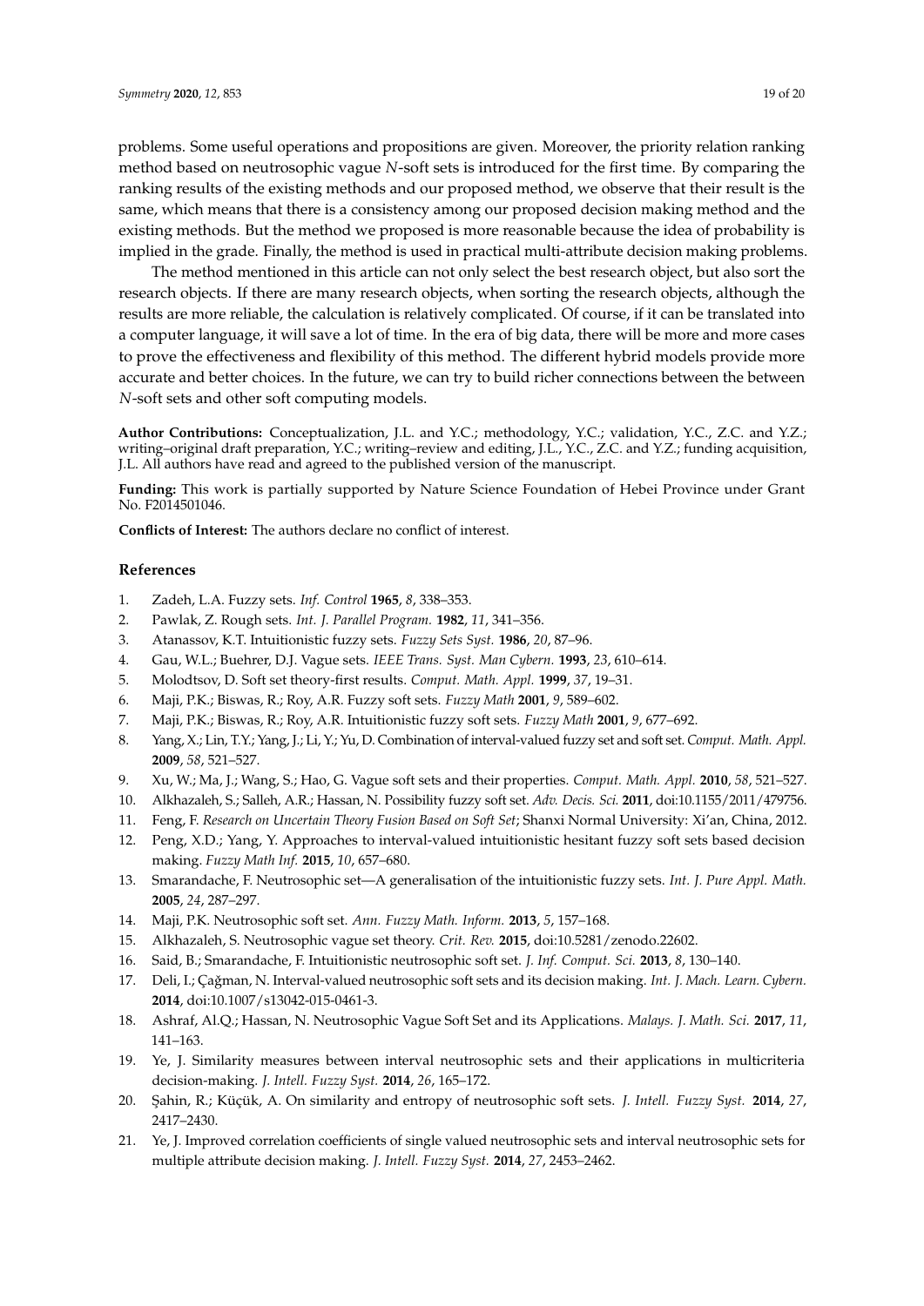problems. Some useful operations and propositions are given. Moreover, the priority relation ranking method based on neutrosophic vague $N$-soft sets is introduced for the first time. By comparing the ranking results of the existing methods and our proposed method, we observe that their result is the same, which means that there is a consistency among our proposed decision making method and the existing methods. But the method we proposed is more reasonable because the idea of probability is implied in the grade. Finally, the method is used in practical multi-attribute decision making problems.

The method mentioned in this article can not only select the best research object, but also sort the research objects. If there are many research objects, when sorting the research objects, although the results are more reliable, the calculation is relatively complicated. Of course, if it can be translated into a computer language, it will save a lot of time. In the era of big data, there will be more and more cases to prove the effectiveness and flexibility of this method. The different hybrid models provide more accurate and better choices. In the future, we can try to build richer connections between the between $N$-soft sets and other soft computing models.

**Author Contributions:** Conceptualization, J.L. and Y.C.; methodology, Y.C.; validation, Y.C., Z.C. and Y.Z.; writing–original draft preparation, Y.C.; writing–review and editing, J.L., Y.C., Z.C. and Y.Z.; funding acquisition, J.L. All authors have read and agreed to the published version of the manuscript.

**Funding:** This work is partially supported by Nature Science Foundation of Hebei Province under Grant No. F2014501046.

**Conflicts of Interest:** The authors declare no conflict of interest.

## References

1. Zadeh, L.A. Fuzzy sets. *Inf. Control* **1965**, *8*, 338–353.
2. Pawlak, Z. Rough sets. *Int. J. Parallel Program.* **1982**, *11*, 341–356.
3. Atanassov, K.T. Intuitionistic fuzzy sets. *Fuzzy Sets Syst.* **1986**, *20*, 87–96.
4. Gau, W.L.; Buehrer, D.J. Vague sets. *IEEE Trans. Syst. Man Cybern.* **1993**, *23*, 610–614.
5. Molodtsov, D. Soft set theory-first results. *Comput. Math. Appl.* **1999**, *37*, 19–31.
6. Maji, P.K.; Biswas, R.; Roy, A.R. Fuzzy soft sets. *Fuzzy Math* **2001**, *9*, 589–602.
7. Maji, P.K.; Biswas, R.; Roy, A.R. Intuitionistic fuzzy soft sets. *Fuzzy Math* **2001**, *9*, 677–692.
8. Yang, X.; Lin, T.Y.; Yang, J.; Li, Y.; Yu, D. Combination of interval-valued fuzzy set and soft set. *Comput. Math. Appl.* **2009**, *58*, 521–527.
9. Xu, W.; Ma, J.; Wang, S.; Hao, G. Vague soft sets and their properties. *Comput. Math. Appl.* **2010**, *58*, 521–527.
10. Alkhazaleh, S.; Salleh, A.R.; Hassan, N. Possibility fuzzy soft set. *Adv. Decis. Sci.* **2011**, doi:10.1155/2011/479756.
11. Feng, F. *Research on Uncertain Theory Fusion Based on Soft Set*; Shanxi Normal University: Xi'an, China, 2012.
12. Peng, X.D.; Yang, Y. Approaches to interval-valued intuitionistic hesitant fuzzy soft sets based decision making. *Fuzzy Math Inf.* **2015**, *10*, 657–680.
13. Smarandache, F. Neutrosophic set—A generalisation of the intuitionistic fuzzy sets. *Int. J. Pure Appl. Math.* **2005**, *24*, 287–297.
14. Maji, P.K. Neutrosophic soft set. *Ann. Fuzzy Math. Inform.* **2013**, *5*, 157–168.
15. Alkhazaleh, S. Neutrosophic vague set theory. *Crit. Rev.* **2015**, doi:10.5281/zenodo.22602.
16. Said, B.; Smarandache, F. Intuitionistic neutrosophic soft set. *J. Inf. Comput. Sci.* **2013**, *8*, 130–140.
17. Deli, I.; Çağman, N. Interval-valued neutrosophic soft sets and its decision making. *Int. J. Mach. Learn. Cybern.* **2014**, doi:10.1007/s13042-015-0461-3.
18. Ashraf, Al.Q.; Hassan, N. Neutrosophic Vague Soft Set and its Applications. *Malays. J. Math. Sci.* **2017**, *11*, 141–163.
19. Ye, J. Similarity measures between interval neutrosophic sets and their applications in multicriteria decision-making. *J. Intell. Fuzzy Syst.* **2014**, *26*, 165–172.
20. Şahin, R.; Küçük, A. On similarity and entropy of neutrosophic soft sets. *J. Intell. Fuzzy Syst.* **2014**, *27*, 2417–2430.
21. Ye, J. Improved correlation coefficients of single valued neutrosophic sets and interval neutrosophic sets for multiple attribute decision making. *J. Intell. Fuzzy Syst.* **2014**, *27*, 2453–2462.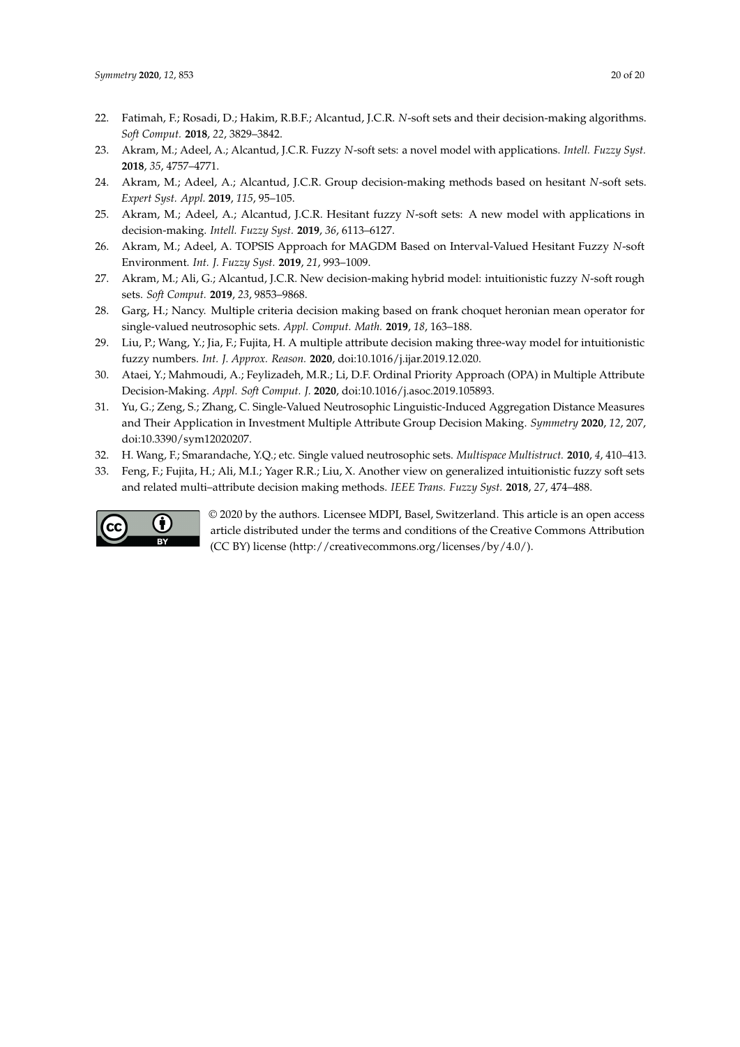22. Fatimah, F.; Rosadi, D.; Hakim, R.B.F.; Alcantud, J.C.R. *N*-soft sets and their decision-making algorithms. *Soft Comput.* **2018**, *22*, 3829–3842.
23. Akram, M.; Adeel, A.; Alcantud, J.C.R. Fuzzy *N*-soft sets: a novel model with applications. *Intell. Fuzzy Syst.* **2018**, *35*, 4757–4771.
24. Akram, M.; Adeel, A.; Alcantud, J.C.R. Group decision-making methods based on hesitant *N*-soft sets. *Expert Syst. Appl.* **2019**, *115*, 95–105.
25. Akram, M.; Adeel, A.; Alcantud, J.C.R. Hesitant fuzzy *N*-soft sets: A new model with applications in decision-making. *Intell. Fuzzy Syst.* **2019**, *36*, 6113–6127.
26. Akram, M.; Adeel, A. TOPSIS Approach for MAGDM Based on Interval-Valued Hesitant Fuzzy *N*-soft Environment. *Int. J. Fuzzy Syst.* **2019**, *21*, 993–1009.
27. Akram, M.; Ali, G.; Alcantud, J.C.R. New decision-making hybrid model: intuitionistic fuzzy *N*-soft rough sets. *Soft Comput.* **2019**, *23*, 9853–9868.
28. Garg, H.; Nancy. Multiple criteria decision making based on frank choquet heronian mean operator for single-valued neutrosophic sets. *Appl. Comput. Math.* **2019**, *18*, 163–188.
29. Liu, P.; Wang, Y.; Jia, F.; Fujita, H. A multiple attribute decision making three-way model for intuitionistic fuzzy numbers. *Int. J. Approx. Reason.* **2020**, doi:10.1016/j.ijar.2019.12.020.
30. Ataei, Y.; Mahmoudi, A.; Feylizadeh, M.R.; Li, D.F. Ordinal Priority Approach (OPA) in Multiple Attribute Decision-Making. *Appl. Soft Comput. J.* **2020**, doi:10.1016/j.asoc.2019.105893.
31. Yu, G.; Zeng, S.; Zhang, C. Single-Valued Neutrosophic Linguistic-Induced Aggregation Distance Measures and Their Application in Investment Multiple Attribute Group Decision Making. *Symmetry* **2020**, *12*, 207, doi:10.3390/sym12020207.
32. H. Wang, F.; Smarandache, Y.Q.; etc. Single valued neutrosophic sets. *Multispace Multistruct.* **2010**, *4*, 410–413.
33. Feng, F.; Fujita, H.; Ali, M.I.; Yager R.R.; Liu, X. Another view on generalized intuitionistic fuzzy soft sets and related multi–attribute decision making methods. *IEEE Trans. Fuzzy Syst.* **2018**, *27*, 474–488.

© 2020 by the authors. Licensee MDPI, Basel, Switzerland. This article is an open access article distributed under the terms and conditions of the Creative Commons Attribution (CC BY) license (http://creativecommons.org/licenses/by/4.0/).